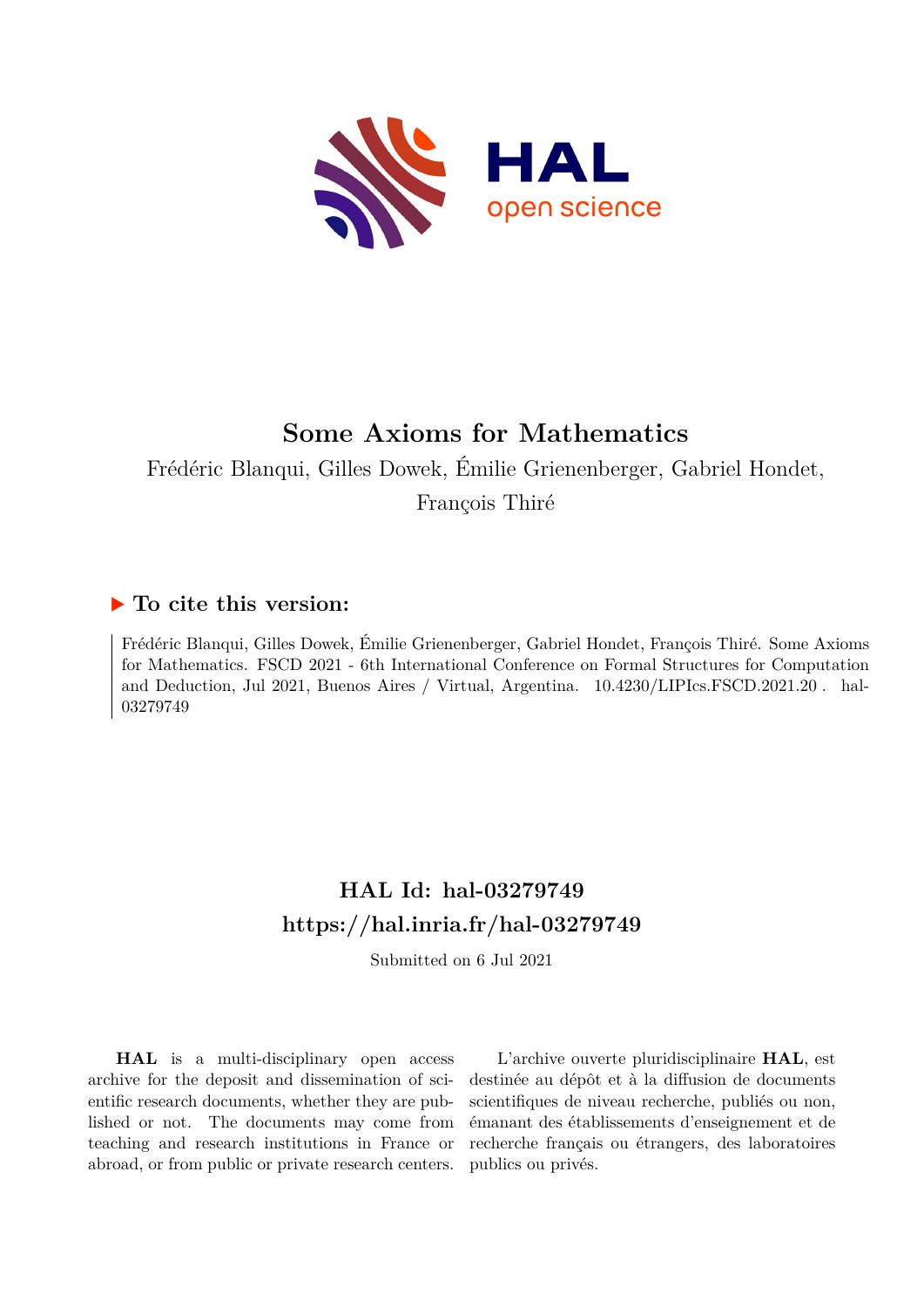# Some Axioms for Mathematics

Frédéric Blanqui, Gilles Dowek, Émilie Grienenberger, Gabriel Hondet, François Thiré

## ▶ To cite this version:

Frédéric Blanqui, Gilles Dowek, Émilie Grienenberger, Gabriel Hondet, François Thiré. Some Axioms for Mathematics. FSCD 2021 - 6th International Conference on Formal Structures for Computation and Deduction, Jul 2021, Buenos Aires / Virtual, Argentina. 10.4230/LIPIcs.FSCD.2021.20 . hal-03279749

## HAL Id: hal-03279749

## https://hal.inria.fr/hal-03279749

Submitted on 6 Jul 2021

**HAL** is a multi-disciplinary open access archive for the deposit and dissemination of scientific research documents, whether they are published or not. The documents may come from teaching and research institutions in France or abroad, or from public or private research centers.

L'archive ouverte pluridisciplinaire **HAL**, est destinée au dépôt et à la diffusion de documents scientifiques de niveau recherche, publiés ou non, émanant des établissements d'enseignement et de recherche français ou étrangers, des laboratoires publics ou privés.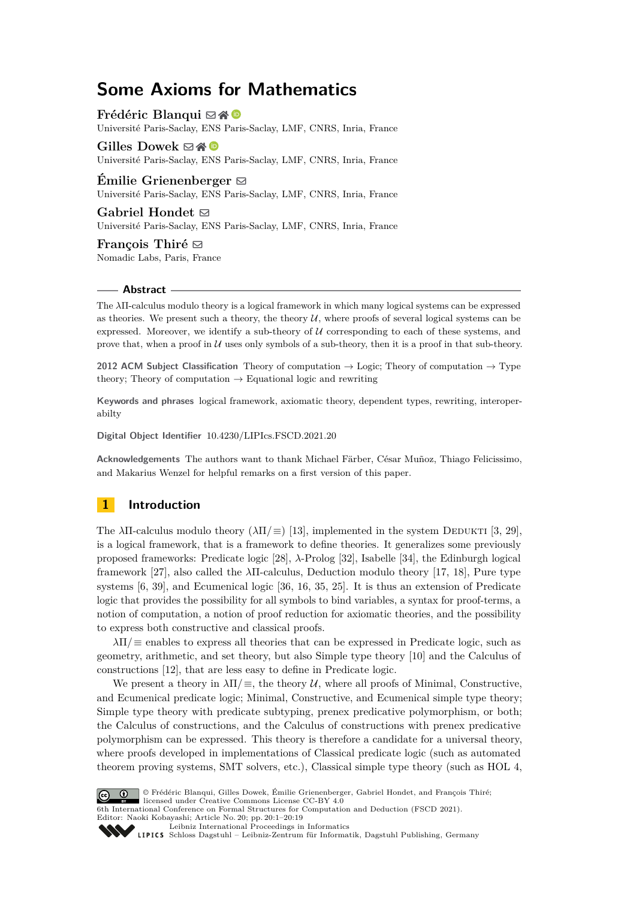# Some Axioms for Mathematics

**Frédéric Blanqui**
Université Paris-Saclay, ENS Paris-Saclay, LMF, CNRS, Inria, France

**Gilles Dowek**
Université Paris-Saclay, ENS Paris-Saclay, LMF, CNRS, Inria, France

**Émilie Grienenberger**
Université Paris-Saclay, ENS Paris-Saclay, LMF, CNRS, Inria, France

**Gabriel Hondet**
Université Paris-Saclay, ENS Paris-Saclay, LMF, CNRS, Inria, France

**François Thiré**
Nomadic Labs, Paris, France

## Abstract

The $\lambda\Pi$-calculus modulo theory is a logical framework in which many logical systems can be expressed as theories. We present such a theory, the theory $\mathcal{U}$, where proofs of several logical systems can be expressed. Moreover, we identify a sub-theory of $\mathcal{U}$ corresponding to each of these systems, and prove that, when a proof in $\mathcal{U}$ uses only symbols of a sub-theory, then it is a proof in that sub-theory.

**2012 ACM Subject Classification** Theory of computation → Logic; Theory of computation → Type theory; Theory of computation → Equational logic and rewriting

**Keywords and phrases** logical framework, axiomatic theory, dependent types, rewriting, interoperabilty

**Digital Object Identifier** 10.4230/LIPIcs.FSCD.2021.20

**Acknowledgements** The authors want to thank Michael Färber, César Muñoz, Thiago Felicissimo, and Makarius Wenzel for helpful remarks on a first version of this paper.

## 1 Introduction

The $\lambda\Pi$-calculus modulo theory ($\lambda\Pi/\equiv$) [13], implemented in the system DEDUKTI [3, 29], is a logical framework, that is a framework to define theories. It generalizes some previously proposed frameworks: Predicate logic [28], $\lambda$-Prolog [32], Isabelle [34], the Edinburgh logical framework [27], also called the $\lambda\Pi$-calculus, Deduction modulo theory [17, 18], Pure type systems [6, 39], and Ecumenical logic [36, 16, 35, 25]. It is thus an extension of Predicate logic that provides the possibility for all symbols to bind variables, a syntax for proof-terms, a notion of computation, a notion of proof reduction for axiomatic theories, and the possibility to express both constructive and classical proofs.

$\lambda\Pi/\equiv$ enables to express all theories that can be expressed in Predicate logic, such as geometry, arithmetic, and set theory, but also Simple type theory [10] and the Calculus of constructions [12], that are less easy to define in Predicate logic.

We present a theory in $\lambda\Pi/\equiv$, the theory $\mathcal{U}$, where all proofs of Minimal, Constructive, and Ecumenical predicate logic; Minimal, Constructive, and Ecumenical simple type theory; Simple type theory with predicate subtyping, prenex predicative polymorphism, or both; the Calculus of constructions, and the Calculus of constructions with prenex predicative polymorphism can be expressed. This theory is therefore a candidate for a universal theory, where proofs developed in implementations of Classical predicate logic (such as automated theorem proving systems, SMT solvers, etc.), Classical simple type theory (such as HOL 4,

© Frédéric Blanqui, Gilles Dowek, Émilie Grienenberger, Gabriel Hondet, and François Thiré; licensed under Creative Commons License CC-BY 4.0
6th International Conference on Formal Structures for Computation and Deduction (FSCD 2021).
Editor: Naoki Kobayashi; Article No. 20; pp. 20:1–20:19
Leibniz International Proceedings in Informatics
Schloss Dagstuhl – Leibniz-Zentrum für Informatik, Dagstuhl Publishing, Germany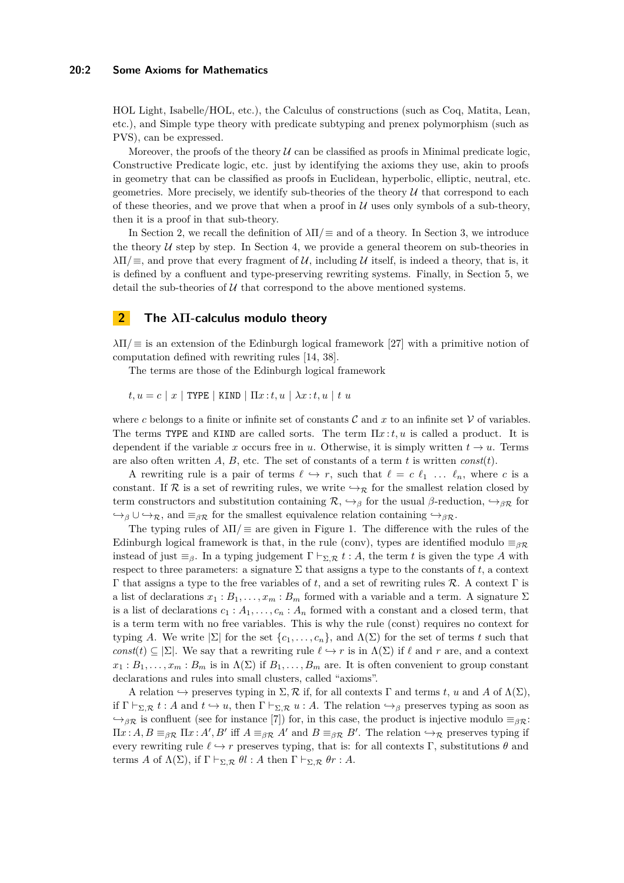HOL Light, Isabelle/HOL, etc.), the Calculus of constructions (such as Coq, Matita, Lean, etc.), and Simple type theory with predicate subtyping and prenex polymorphism (such as PVS), can be expressed.

Moreover, the proofs of the theory $\mathcal{U}$ can be classified as proofs in Minimal predicate logic, Constructive Predicate logic, etc. just by identifying the axioms they use, akin to proofs in geometry that can be classified as proofs in Euclidean, hyperbolic, elliptic, neutral, etc. geometries. More precisely, we identify sub-theories of the theory $\mathcal{U}$ that correspond to each of these theories, and we prove that when a proof in $\mathcal{U}$ uses only symbols of a sub-theory, then it is a proof in that sub-theory.

In Section 2, we recall the definition of $\lambda\Pi/\equiv$ and of a theory. In Section 3, we introduce the theory $\mathcal{U}$ step by step. In Section 4, we provide a general theorem on sub-theories in $\lambda\Pi/\equiv$, and prove that every fragment of $\mathcal{U}$, including $\mathcal{U}$ itself, is indeed a theory, that is, it is defined by a confluent and type-preserving rewriting systems. Finally, in Section 5, we detail the sub-theories of $\mathcal{U}$ that correspond to the above mentioned systems.

## 2 The $\lambda\Pi$-calculus modulo theory

$\lambda\Pi/\equiv$ is an extension of the Edinburgh logical framework [27] with a primitive notion of computation defined with rewriting rules [14, 38].

The terms are those of the Edinburgh logical framework

$$t, u = c \mid x \mid \mathtt{TYPE} \mid \mathtt{KIND} \mid \Pi x : t, u \mid \lambda x : t, u \mid t\ u$$

where $c$ belongs to a finite or infinite set of constants $\mathcal{C}$ and $x$ to an infinite set $\mathcal{V}$ of variables. The terms TYPE and KIND are called sorts. The term $\Pi x : t, u$ is called a product. It is dependent if the variable $x$ occurs free in $u$. Otherwise, it is simply written $t \to u$. Terms are also often written $A$, $B$, etc. The set of constants of a term $t$ is written $const(t)$.

A rewriting rule is a pair of terms $\ell \hookrightarrow r$, such that $\ell = c\ \ell_1\ \ldots\ \ell_n$, where $c$ is a constant. If $\mathcal{R}$ is a set of rewriting rules, we write $\hookrightarrow_{\mathcal{R}}$ for the smallest relation closed by term constructors and substitution containing $\mathcal{R}$, $\hookrightarrow_\beta$ for the usual $\beta$-reduction, $\hookrightarrow_{\beta\mathcal{R}}$ for $\hookrightarrow_\beta \cup \hookrightarrow_{\mathcal{R}}$, and $\equiv_{\beta\mathcal{R}}$ for the smallest equivalence relation containing $\hookrightarrow_{\beta\mathcal{R}}$.

The typing rules of $\lambda\Pi/\equiv$ are given in Figure 1. The difference with the rules of the Edinburgh logical framework is that, in the rule (conv), types are identified modulo $\equiv_{\beta\mathcal{R}}$ instead of just $\equiv_\beta$. In a typing judgement $\Gamma \vdash_{\Sigma,\mathcal{R}} t : A$, the term $t$ is given the type $A$ with respect to three parameters: a signature $\Sigma$ that assigns a type to the constants of $t$, a context $\Gamma$ that assigns a type to the free variables of $t$, and a set of rewriting rules $\mathcal{R}$. A context $\Gamma$ is a list of declarations $x_1 : B_1, \ldots, x_m : B_m$ formed with a variable and a term. A signature $\Sigma$ is a list of declarations $c_1 : A_1, \ldots, c_n : A_n$ formed with a constant and a closed term, that is a term term with no free variables. This is why the rule (const) requires no context for typing $A$. We write $|\Sigma|$ for the set $\{c_1, \ldots, c_n\}$, and $\Lambda(\Sigma)$ for the set of terms $t$ such that $const(t) \subseteq |\Sigma|$. We say that a rewriting rule $\ell \hookrightarrow r$ is in $\Lambda(\Sigma)$ if $\ell$ and $r$ are, and a context $x_1 : B_1, \ldots, x_m : B_m$ is in $\Lambda(\Sigma)$ if $B_1, \ldots, B_m$ are. It is often convenient to group constant declarations and rules into small clusters, called "axioms".

A relation $\hookrightarrow$ preserves typing in $\Sigma, \mathcal{R}$ if, for all contexts $\Gamma$ and terms $t$, $u$ and $A$ of $\Lambda(\Sigma)$, if $\Gamma \vdash_{\Sigma,\mathcal{R}} t : A$ and $t \hookrightarrow u$, then $\Gamma \vdash_{\Sigma,\mathcal{R}} u : A$. The relation $\hookrightarrow_\beta$ preserves typing as soon as $\hookrightarrow_{\beta\mathcal{R}}$ is confluent (see for instance [7]) for, in this case, the product is injective modulo $\equiv_{\beta\mathcal{R}}$: $\Pi x : A, B \equiv_{\beta\mathcal{R}} \Pi x : A', B'$ iff $A \equiv_{\beta\mathcal{R}} A'$ and $B \equiv_{\beta\mathcal{R}} B'$. The relation $\hookrightarrow_{\mathcal{R}}$ preserves typing if every rewriting rule $\ell \hookrightarrow r$ preserves typing, that is: for all contexts $\Gamma$, substitutions $\theta$ and terms $A$ of $\Lambda(\Sigma)$, if $\Gamma \vdash_{\Sigma,\mathcal{R}} \theta l : A$ then $\Gamma \vdash_{\Sigma,\mathcal{R}} \theta r : A$.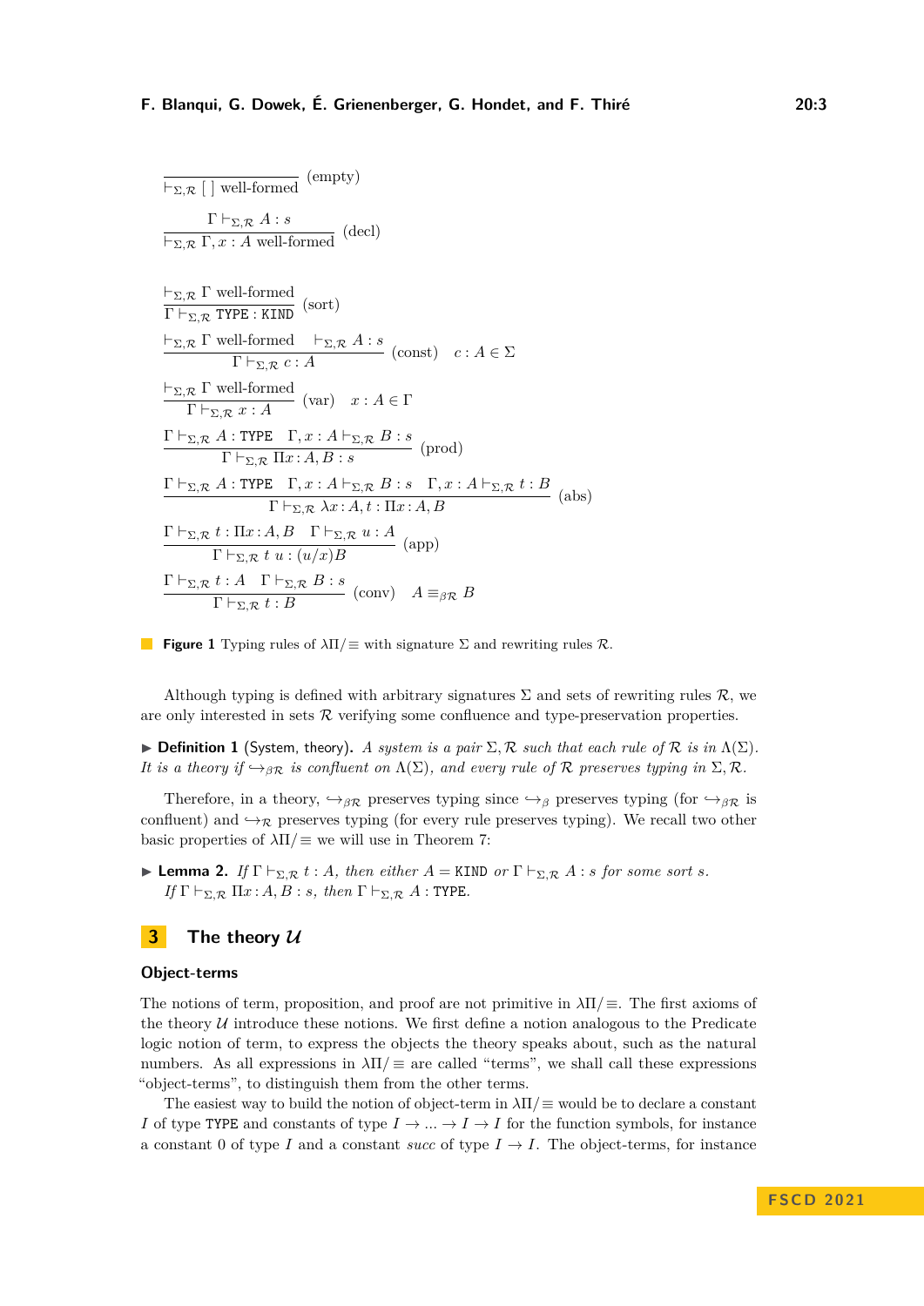$$\frac{}{\vdash_{\Sigma,\mathcal{R}} [\,] \text{ well-formed}} \text{(empty)}$$

$$\frac{\Gamma \vdash_{\Sigma,\mathcal{R}} A : s}{\vdash_{\Sigma,\mathcal{R}} \Gamma, x : A \text{ well-formed}} \text{(decl)}$$

$$\frac{\vdash_{\Sigma,\mathcal{R}} \Gamma \text{ well-formed}}{\Gamma \vdash_{\Sigma,\mathcal{R}} \mathtt{TYPE} : \mathtt{KIND}} \text{(sort)}$$

$$\frac{\vdash_{\Sigma,\mathcal{R}} \Gamma \text{ well-formed} \quad \vdash_{\Sigma,\mathcal{R}} A : s}{\Gamma \vdash_{\Sigma,\mathcal{R}} c : A} \text{(const)} \quad c : A \in \Sigma$$

$$\frac{\vdash_{\Sigma,\mathcal{R}} \Gamma \text{ well-formed}}{\Gamma \vdash_{\Sigma,\mathcal{R}} x : A} \text{(var)} \quad x : A \in \Gamma$$

$$\frac{\Gamma \vdash_{\Sigma,\mathcal{R}} A : \mathtt{TYPE} \quad \Gamma, x : A \vdash_{\Sigma,\mathcal{R}} B : s}{\Gamma \vdash_{\Sigma,\mathcal{R}} \Pi x : A, B : s} \text{(prod)}$$

$$\frac{\Gamma \vdash_{\Sigma,\mathcal{R}} A : \mathtt{TYPE} \quad \Gamma, x : A \vdash_{\Sigma,\mathcal{R}} B : s \quad \Gamma, x : A \vdash_{\Sigma,\mathcal{R}} t : B}{\Gamma \vdash_{\Sigma,\mathcal{R}} \lambda x : A, t : \Pi x : A, B} \text{(abs)}$$

$$\frac{\Gamma \vdash_{\Sigma,\mathcal{R}} t : \Pi x : A, B \quad \Gamma \vdash_{\Sigma,\mathcal{R}} u : A}{\Gamma \vdash_{\Sigma,\mathcal{R}} t\ u : (u/x)B} \text{(app)}$$

$$\frac{\Gamma \vdash_{\Sigma,\mathcal{R}} t : A \quad \Gamma \vdash_{\Sigma,\mathcal{R}} B : s}{\Gamma \vdash_{\Sigma,\mathcal{R}} t : B} \text{(conv)} \quad A \equiv_{\beta\mathcal{R}} B$$

**Figure 1** Typing rules of $\lambda\Pi/\equiv$ with signature $\Sigma$ and rewriting rules $\mathcal{R}$.

Although typing is defined with arbitrary signatures $\Sigma$ and sets of rewriting rules $\mathcal{R}$, we are only interested in sets $\mathcal{R}$ verifying some confluence and type-preservation properties.

▶ **Definition 1** (System, theory). *A system is a pair $\Sigma, \mathcal{R}$ such that each rule of $\mathcal{R}$ is in $\Lambda(\Sigma)$. It is a theory if $\hookrightarrow_{\beta\mathcal{R}}$ is confluent on $\Lambda(\Sigma)$, and every rule of $\mathcal{R}$ preserves typing in $\Sigma, \mathcal{R}$.*

Therefore, in a theory, $\hookrightarrow_{\beta\mathcal{R}}$ preserves typing since $\hookrightarrow_{\beta}$ preserves typing (for $\hookrightarrow_{\beta\mathcal{R}}$ is confluent) and $\hookrightarrow_{\mathcal{R}}$ preserves typing (for every rule preserves typing). We recall two other basic properties of $\lambda\Pi/\equiv$ we will use in Theorem 7:

▶ **Lemma 2.** *If $\Gamma \vdash_{\Sigma,\mathcal{R}} t : A$, then either $A = \mathtt{KIND}$ or $\Gamma \vdash_{\Sigma,\mathcal{R}} A : s$ for some sort $s$. If $\Gamma \vdash_{\Sigma,\mathcal{R}} \Pi x : A, B : s$, then $\Gamma \vdash_{\Sigma,\mathcal{R}} A : \mathtt{TYPE}$.*

# 3 The theory $\mathcal{U}$

## Object-terms

The notions of term, proposition, and proof are not primitive in $\lambda\Pi/\equiv$. The first axioms of the theory $\mathcal{U}$ introduce these notions. We first define a notion analogous to the Predicate logic notion of term, to express the objects the theory speaks about, such as the natural numbers. As all expressions in $\lambda\Pi/\equiv$ are called "terms", we shall call these expressions "object-terms", to distinguish them from the other terms.

The easiest way to build the notion of object-term in $\lambda\Pi/\equiv$ would be to declare a constant $I$ of type $\mathtt{TYPE}$ and constants of type $I \to ... \to I \to I$ for the function symbols, for instance a constant $0$ of type $I$ and a constant *succ* of type $I \to I$. The object-terms, for instance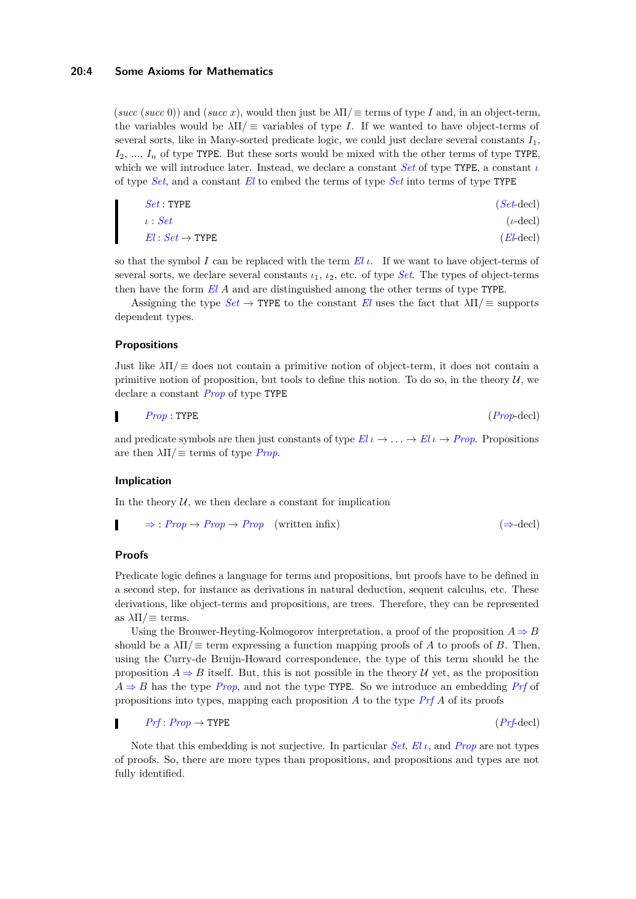$(succ\ (succ\ 0))$ and $(succ\ x)$, would then just be $\lambda\Pi/\equiv$ terms of type $I$ and, in an object-term, the variables would be $\lambda\Pi/\equiv$ variables of type $I$. If we wanted to have object-terms of several sorts, like in Many-sorted predicate logic, we could just declare several constants $I_1$, $I_2$, ..., $I_n$ of type TYPE. But these sorts would be mixed with the other terms of type TYPE, which we will introduce later. Instead, we declare a constant *Set* of type TYPE, a constant $\iota$ of type *Set*, and a constant *El* to embed the terms of type *Set* into terms of type TYPE

$$\mathit{Set} : \texttt{TYPE} \qquad (\mathit{Set}\text{-decl})$$

$$\iota : \mathit{Set} \qquad (\iota\text{-decl})$$

$$\mathit{El} : \mathit{Set} \to \texttt{TYPE} \qquad (\mathit{El}\text{-decl})$$

so that the symbol $I$ can be replaced with the term $\mathit{El}\ \iota$. If we want to have object-terms of several sorts, we declare several constants $\iota_1$, $\iota_2$, etc. of type *Set*. The types of object-terms then have the form $\mathit{El}\ A$ and are distinguished among the other terms of type TYPE.

Assigning the type $\mathit{Set} \to \texttt{TYPE}$ to the constant *El* uses the fact that $\lambda\Pi/\equiv$ supports dependent types.

### Propositions

Just like $\lambda\Pi/\equiv$ does not contain a primitive notion of object-term, it does not contain a primitive notion of proposition, but tools to define this notion. To do so, in the theory $\mathcal{U}$, we declare a constant *Prop* of type TYPE

$$\mathit{Prop} : \texttt{TYPE} \qquad (\mathit{Prop}\text{-decl})$$

and predicate symbols are then just constants of type $\mathit{El}\ \iota \to \ldots \to \mathit{El}\ \iota \to \mathit{Prop}$. Propositions are then $\lambda\Pi/\equiv$ terms of type *Prop*.

### Implication

In the theory $\mathcal{U}$, we then declare a constant for implication

$$\Rightarrow : \mathit{Prop} \to \mathit{Prop} \to \mathit{Prop} \quad \text{(written infix)} \qquad (\Rightarrow\text{-decl})$$

### Proofs

Predicate logic defines a language for terms and propositions, but proofs have to be defined in a second step, for instance as derivations in natural deduction, sequent calculus, etc. These derivations, like object-terms and propositions, are trees. Therefore, they can be represented as $\lambda\Pi/\equiv$ terms.

Using the Brouwer-Heyting-Kolmogorov interpretation, a proof of the proposition $A \Rightarrow B$ should be a $\lambda\Pi/\equiv$ term expressing a function mapping proofs of $A$ to proofs of $B$. Then, using the Curry-de Bruijn-Howard correspondence, the type of this term should be the proposition $A \Rightarrow B$ itself. But, this is not possible in the theory $\mathcal{U}$ yet, as the proposition $A \Rightarrow B$ has the type *Prop*, and not the type TYPE. So we introduce an embedding *Prf* of propositions into types, mapping each proposition $A$ to the type $\mathit{Prf}\ A$ of its proofs

$$\mathit{Prf} : \mathit{Prop} \to \texttt{TYPE} \qquad (\mathit{Prf}\text{-decl})$$

Note that this embedding is not surjective. In particular *Set*, $\mathit{El}\ \iota$, and *Prop* are not types of proofs. So, there are more types than propositions, and propositions and types are not fully identified.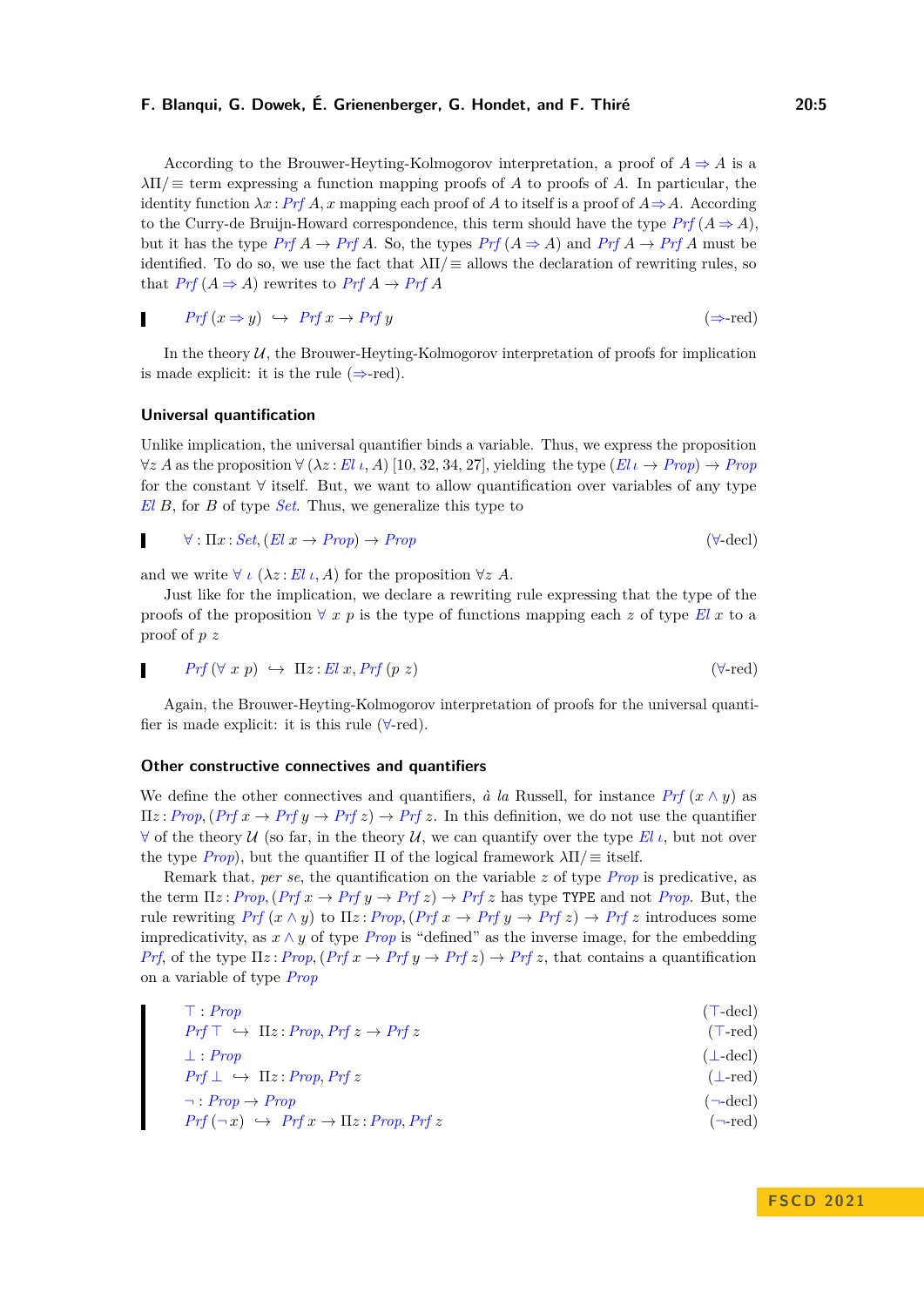According to the Brouwer-Heyting-Kolmogorov interpretation, a proof of $A \Rightarrow A$ is a $\lambda\Pi/\equiv$ term expressing a function mapping proofs of $A$ to proofs of $A$. In particular, the identity function $\lambda x : \mathit{Prf}\ A, x$ mapping each proof of $A$ to itself is a proof of $A \Rightarrow A$. According to the Curry-de Bruijn-Howard correspondence, this term should have the type $\mathit{Prf}\ (A \Rightarrow A)$, but it has the type $\mathit{Prf}\ A \to \mathit{Prf}\ A$. So, the types $\mathit{Prf}\ (A \Rightarrow A)$ and $\mathit{Prf}\ A \to \mathit{Prf}\ A$ must be identified. To do so, we use the fact that $\lambda\Pi/\equiv$ allows the declaration of rewriting rules, so that $\mathit{Prf}\ (A \Rightarrow A)$ rewrites to $\mathit{Prf}\ A \to \mathit{Prf}\ A$

$$\mathit{Prf}\ (x \Rightarrow y) \hookrightarrow \mathit{Prf}\ x \to \mathit{Prf}\ y \qquad (\Rightarrow\text{-red})$$

In the theory $\mathcal{U}$, the Brouwer-Heyting-Kolmogorov interpretation of proofs for implication is made explicit: it is the rule ($\Rightarrow$-red).

### Universal quantification

Unlike implication, the universal quantifier binds a variable. Thus, we express the proposition $\forall z\ A$ as the proposition $\forall\ (\lambda z : \mathit{El}\ \iota, A)$ [10, 32, 34, 27], yielding the type $(\mathit{El}\ \iota \to \mathit{Prop}) \to \mathit{Prop}$ for the constant $\forall$ itself. But, we want to allow quantification over variables of any type $\mathit{El}\ B$, for $B$ of type $\mathit{Set}$. Thus, we generalize this type to

$$\forall : \Pi x : \mathit{Set}, (\mathit{El}\ x \to \mathit{Prop}) \to \mathit{Prop} \qquad (\forall\text{-decl})$$

and we write $\forall\ \iota\ (\lambda z : \mathit{El}\ \iota, A)$ for the proposition $\forall z\ A$.

Just like for the implication, we declare a rewriting rule expressing that the type of the proofs of the proposition $\forall\ x\ p$ is the type of functions mapping each $z$ of type $\mathit{El}\ x$ to a proof of $p\ z$

$$\mathit{Prf}\ (\forall\ x\ p) \hookrightarrow \Pi z : \mathit{El}\ x, \mathit{Prf}\ (p\ z) \qquad (\forall\text{-red})$$

Again, the Brouwer-Heyting-Kolmogorov interpretation of proofs for the universal quantifier is made explicit: it is this rule ($\forall$-red).

### Other constructive connectives and quantifiers

We define the other connectives and quantifiers, *à la* Russell, for instance $\mathit{Prf}\ (x \wedge y)$ as $\Pi z : \mathit{Prop}, (\mathit{Prf}\ x \to \mathit{Prf}\ y \to \mathit{Prf}\ z) \to \mathit{Prf}\ z$. In this definition, we do not use the quantifier $\forall$ of the theory $\mathcal{U}$ (so far, in the theory $\mathcal{U}$, we can quantify over the type $\mathit{El}\ \iota$, but not over the type $\mathit{Prop}$), but the quantifier $\Pi$ of the logical framework $\lambda\Pi/\equiv$ itself.

Remark that, *per se*, the quantification on the variable $z$ of type $\mathit{Prop}$ is predicative, as the term $\Pi z : \mathit{Prop}, (\mathit{Prf}\ x \to \mathit{Prf}\ y \to \mathit{Prf}\ z) \to \mathit{Prf}\ z$ has type `TYPE` and not $\mathit{Prop}$. But, the rule rewriting $\mathit{Prf}\ (x \wedge y)$ to $\Pi z : \mathit{Prop}, (\mathit{Prf}\ x \to \mathit{Prf}\ y \to \mathit{Prf}\ z) \to \mathit{Prf}\ z$ introduces some impredicativity, as $x \wedge y$ of type $\mathit{Prop}$ is "defined" as the inverse image, for the embedding $\mathit{Prf}$, of the type $\Pi z : \mathit{Prop}, (\mathit{Prf}\ x \to \mathit{Prf}\ y \to \mathit{Prf}\ z) \to \mathit{Prf}\ z$, that contains a quantification on a variable of type $\mathit{Prop}$

$$\top : \mathit{Prop} \qquad (\top\text{-decl})$$
$$\mathit{Prf}\ \top \hookrightarrow \Pi z : \mathit{Prop}, \mathit{Prf}\ z \to \mathit{Prf}\ z \qquad (\top\text{-red})$$
$$\bot : \mathit{Prop} \qquad (\bot\text{-decl})$$
$$\mathit{Prf}\ \bot \hookrightarrow \Pi z : \mathit{Prop}, \mathit{Prf}\ z \qquad (\bot\text{-red})$$
$$\neg : \mathit{Prop} \to \mathit{Prop} \qquad (\neg\text{-decl})$$
$$\mathit{Prf}\ (\neg\ x) \hookrightarrow \mathit{Prf}\ x \to \Pi z : \mathit{Prop}, \mathit{Prf}\ z \qquad (\neg\text{-red})$$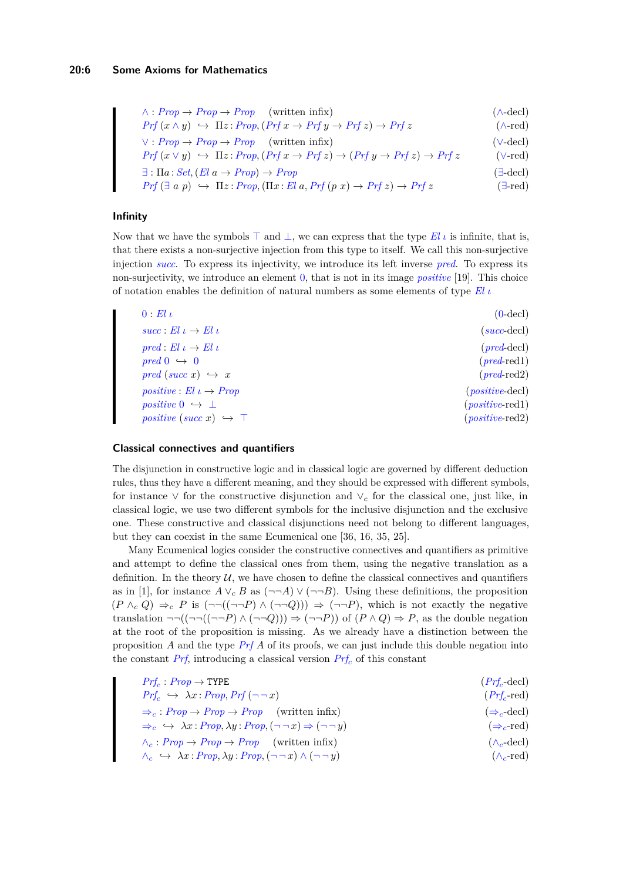$\wedge : Prop \to Prop \to Prop$ (written infix) ($\wedge$-decl)

$Prf\ (x \wedge y) \hookrightarrow \Pi z : Prop, (Prf\ x \to Prf\ y \to Prf\ z) \to Prf\ z$ ($\wedge$-red)

$\vee : Prop \to Prop \to Prop$ (written infix) ($\vee$-decl)

$Prf\ (x \vee y) \hookrightarrow \Pi z : Prop, (Prf\ x \to Prf\ z) \to (Prf\ y \to Prf\ z) \to Prf\ z$ ($\vee$-red)

$\exists : \Pi a : Set, (El\ a \to Prop) \to Prop$ ($\exists$-decl)

$Prf\ (\exists\ a\ p) \hookrightarrow \Pi z : Prop, (\Pi x : El\ a, Prf\ (p\ x) \to Prf\ z) \to Prf\ z$ ($\exists$-red)

### Infinity

Now that we have the symbols $\top$ and $\bot$, we can express that the type $El\ \iota$ is infinite, that is, that there exists a non-surjective injection from this type to itself. We call this non-surjective injection *succ*. To express its injectivity, we introduce its left inverse *pred*. To express its non-surjectivity, we introduce an element $0$, that is not in its image *positive* [19]. This choice of notation enables the definition of natural numbers as some elements of type $El\ \iota$

$0 : El\ \iota$ ($0$-decl)

$succ : El\ \iota \to El\ \iota$ ($succ$-decl)

$pred : El\ \iota \to El\ \iota$ ($pred$-decl)

$pred\ 0 \hookrightarrow 0$ ($pred$-red1)

$pred\ (succ\ x) \hookrightarrow x$ ($pred$-red2)

$positive : El\ \iota \to Prop$ ($positive$-decl)

$positive\ 0 \hookrightarrow \bot$ ($positive$-red1)

$positive\ (succ\ x) \hookrightarrow \top$ ($positive$-red2)

### Classical connectives and quantifiers

The disjunction in constructive logic and in classical logic are governed by different deduction rules, thus they have a different meaning, and they should be expressed with different symbols, for instance $\vee$ for the constructive disjunction and $\vee_c$ for the classical one, just like, in classical logic, we use two different symbols for the inclusive disjunction and the exclusive one. These constructive and classical disjunctions need not belong to different languages, but they can coexist in the same Ecumenical one [36, 16, 35, 25].

Many Ecumenical logics consider the constructive connectives and quantifiers as primitive and attempt to define the classical ones from them, using the negative translation as a definition. In the theory $\mathcal{U}$, we have chosen to define the classical connectives and quantifiers as in [1], for instance $A \vee_c B$ as $(\neg\neg A) \vee (\neg\neg B)$. Using these definitions, the proposition $(P \wedge_c Q) \Rightarrow_c P$ is $(\neg\neg((\neg\neg P) \wedge (\neg\neg Q))) \Rightarrow (\neg\neg P)$, which is not exactly the negative translation $\neg\neg((\neg\neg((\neg\neg P) \wedge (\neg\neg Q))) \Rightarrow (\neg\neg P))$ of $(P \wedge Q) \Rightarrow P$, as the double negation at the root of the proposition is missing. As we already have a distinction between the proposition $A$ and the type $Prf\ A$ of its proofs, we can just include this double negation into the constant $Prf$, introducing a classical version $Prf_c$ of this constant

$Prf_c : Prop \to \texttt{TYPE}$ ($Prf_c$-decl)

$Prf_c \hookrightarrow \lambda x : Prop, Prf\ (\neg\neg x)$ ($Prf_c$-red)

$\Rightarrow_c : Prop \to Prop \to Prop$ (written infix) ($\Rightarrow_c$-decl)

$\Rightarrow_c \hookrightarrow \lambda x : Prop, \lambda y : Prop, (\neg\neg x) \Rightarrow (\neg\neg y)$ ($\Rightarrow_c$-red)

$\wedge_c : Prop \to Prop \to Prop$ (written infix) ($\wedge_c$-decl)

$\wedge_c \hookrightarrow \lambda x : Prop, \lambda y : Prop, (\neg\neg x) \wedge (\neg\neg y)$ ($\wedge_c$-red)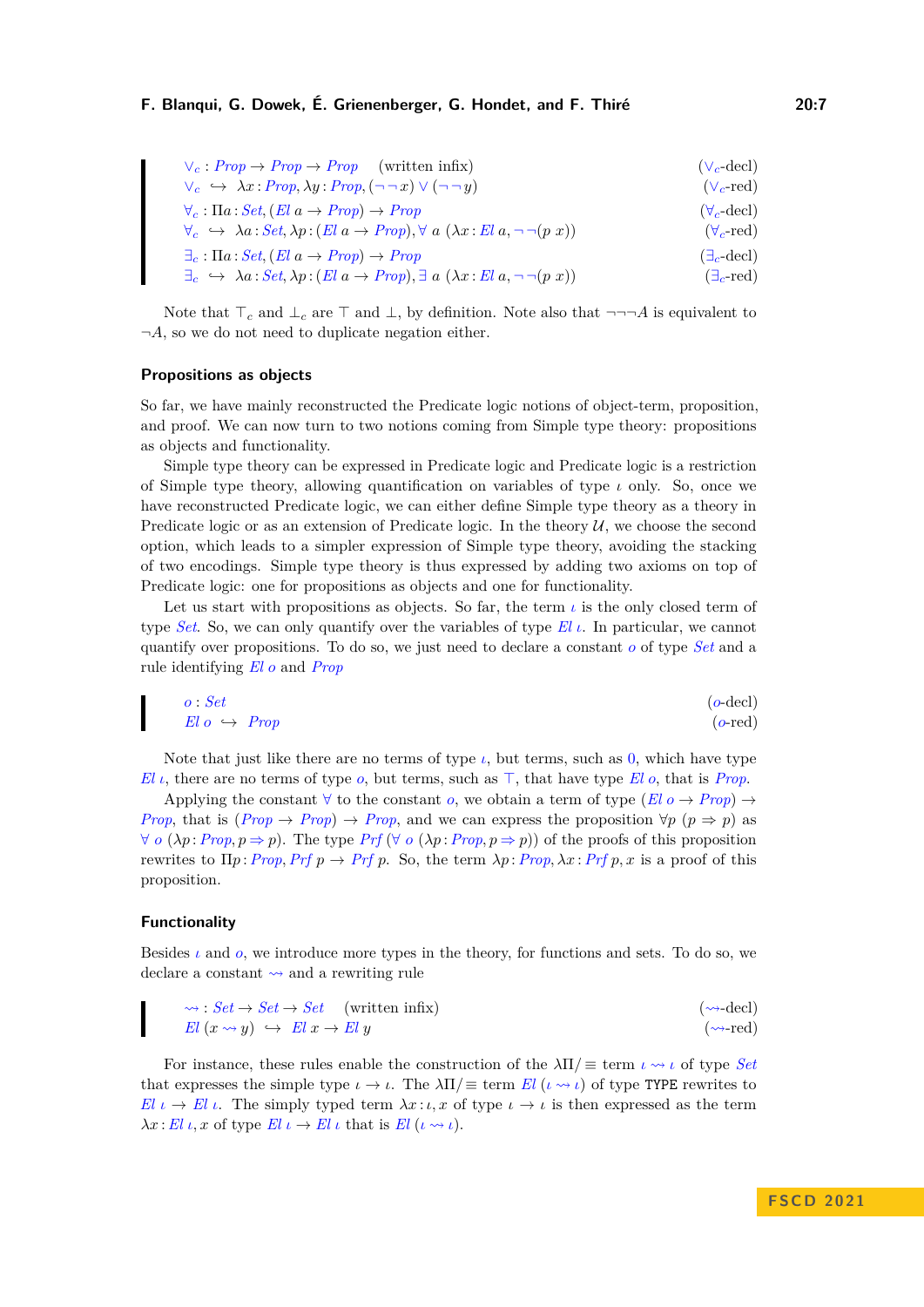$$\vee_c : \mathit{Prop} \to \mathit{Prop} \to \mathit{Prop} \quad \text{(written infix)} \qquad (\vee_c\text{-decl})$$
$$\vee_c \hookrightarrow \lambda x : \mathit{Prop}, \lambda y : \mathit{Prop}, (\neg\neg x) \vee (\neg\neg y) \qquad (\vee_c\text{-red})$$
$$\forall_c : \Pi a : \mathit{Set}, (\mathit{El}\ a \to \mathit{Prop}) \to \mathit{Prop} \qquad (\forall_c\text{-decl})$$
$$\forall_c \hookrightarrow \lambda a : \mathit{Set}, \lambda p : (\mathit{El}\ a \to \mathit{Prop}), \forall\ a\ (\lambda x : \mathit{El}\ a, \neg\neg(p\ x)) \qquad (\forall_c\text{-red})$$
$$\exists_c : \Pi a : \mathit{Set}, (\mathit{El}\ a \to \mathit{Prop}) \to \mathit{Prop} \qquad (\exists_c\text{-decl})$$
$$\exists_c \hookrightarrow \lambda a : \mathit{Set}, \lambda p : (\mathit{El}\ a \to \mathit{Prop}), \exists\ a\ (\lambda x : \mathit{El}\ a, \neg\neg(p\ x)) \qquad (\exists_c\text{-red})$$

Note that $\top_c$ and $\bot_c$ are $\top$ and $\bot$, by definition. Note also that $\neg\neg\neg A$ is equivalent to $\neg A$, so we do not need to duplicate negation either.

### Propositions as objects

So far, we have mainly reconstructed the Predicate logic notions of object-term, proposition, and proof. We can now turn to two notions coming from Simple type theory: propositions as objects and functionality.

Simple type theory can be expressed in Predicate logic and Predicate logic is a restriction of Simple type theory, allowing quantification on variables of type $\iota$ only. So, once we have reconstructed Predicate logic, we can either define Simple type theory as a theory in Predicate logic or as an extension of Predicate logic. In the theory $\mathcal{U}$, we choose the second option, which leads to a simpler expression of Simple type theory, avoiding the stacking of two encodings. Simple type theory is thus expressed by adding two axioms on top of Predicate logic: one for propositions as objects and one for functionality.

Let us start with propositions as objects. So far, the term $\iota$ is the only closed term of type $\mathit{Set}$. So, we can only quantify over the variables of type $\mathit{El}\ \iota$. In particular, we cannot quantify over propositions. To do so, we just need to declare a constant $o$ of type $\mathit{Set}$ and a rule identifying $\mathit{El}\ o$ and $\mathit{Prop}$

$$o : \mathit{Set} \qquad (o\text{-decl})$$
$$\mathit{El}\ o \hookrightarrow \mathit{Prop} \qquad (o\text{-red})$$

Note that just like there are no terms of type $\iota$, but terms, such as $0$, which have type $\mathit{El}\ \iota$, there are no terms of type $o$, but terms, such as $\top$, that have type $\mathit{El}\ o$, that is $\mathit{Prop}$.

Applying the constant $\forall$ to the constant $o$, we obtain a term of type $(\mathit{El}\ o \to \mathit{Prop}) \to \mathit{Prop}$, that is $(\mathit{Prop} \to \mathit{Prop}) \to \mathit{Prop}$, and we can express the proposition $\forall p\ (p \Rightarrow p)$ as $\forall\ o\ (\lambda p : \mathit{Prop}, p \Rightarrow p)$. The type $\mathit{Prf}\ (\forall\ o\ (\lambda p : \mathit{Prop}, p \Rightarrow p))$ of the proofs of this proposition rewrites to $\Pi p : \mathit{Prop}, \mathit{Prf}\ p \to \mathit{Prf}\ p$. So, the term $\lambda p : \mathit{Prop}, \lambda x : \mathit{Prf}\ p, x$ is a proof of this proposition.

### Functionality

Besides $\iota$ and $o$, we introduce more types in the theory, for functions and sets. To do so, we declare a constant $\leadsto$ and a rewriting rule

$$\leadsto : \mathit{Set} \to \mathit{Set} \to \mathit{Set} \quad \text{(written infix)} \qquad (\leadsto\text{-decl})$$
$$\mathit{El}\ (x \leadsto y) \hookrightarrow \mathit{El}\ x \to \mathit{El}\ y \qquad (\leadsto\text{-red})$$

For instance, these rules enable the construction of the $\lambda\Pi/\equiv$ term $\iota \leadsto \iota$ of type $\mathit{Set}$ that expresses the simple type $\iota \to \iota$. The $\lambda\Pi/\equiv$ term $\mathit{El}\ (\iota \leadsto \iota)$ of type $\texttt{TYPE}$ rewrites to $\mathit{El}\ \iota \to \mathit{El}\ \iota$. The simply typed term $\lambda x : \iota, x$ of type $\iota \to \iota$ is then expressed as the term $\lambda x : \mathit{El}\ \iota, x$ of type $\mathit{El}\ \iota \to \mathit{El}\ \iota$ that is $\mathit{El}\ (\iota \leadsto \iota)$.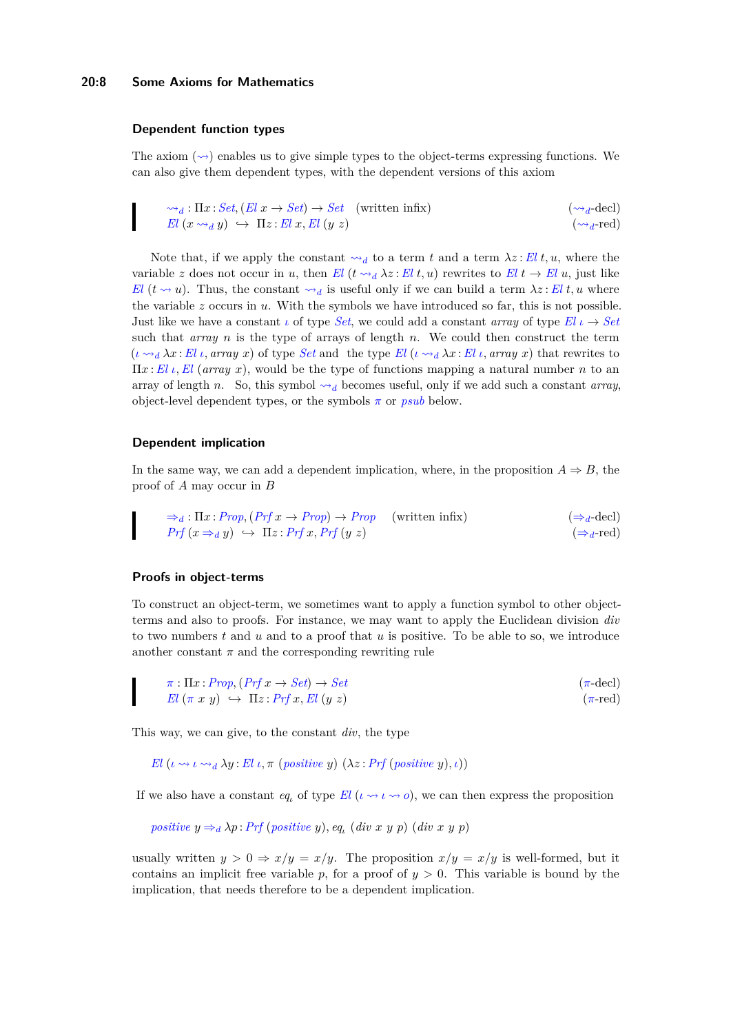### Dependent function types

The axiom ($\leadsto$) enables us to give simple types to the object-terms expressing functions. We can also give them dependent types, with the dependent versions of this axiom

$$\leadsto_d : \Pi x : Set, (El\ x \to Set) \to Set \quad \text{(written infix)} \qquad (\leadsto_d\text{-decl})$$
$$El\ (x \leadsto_d y) \hookrightarrow \Pi z : El\ x, El\ (y\ z) \qquad (\leadsto_d\text{-red})$$

Note that, if we apply the constant $\leadsto_d$ to a term $t$ and a term $\lambda z : El\ t, u$, where the variable $z$ does not occur in $u$, then $El\ (t \leadsto_d \lambda z : El\ t, u)$ rewrites to $El\ t \to El\ u$, just like $El\ (t \leadsto u)$. Thus, the constant $\leadsto_d$ is useful only if we can build a term $\lambda z : El\ t, u$ where the variable $z$ occurs in $u$. With the symbols we have introduced so far, this is not possible. Just like we have a constant $\iota$ of type $Set$, we could add a constant $array$ of type $El\ \iota \to Set$ such that $array\ n$ is the type of arrays of length $n$. We could then construct the term $(\iota \leadsto_d \lambda x : El\ \iota, array\ x)$ of type $Set$ and the type $El\ (\iota \leadsto_d \lambda x : El\ \iota, array\ x)$ that rewrites to $\Pi x : El\ \iota, El\ (array\ x)$, would be the type of functions mapping a natural number $n$ to an array of length $n$. So, this symbol $\leadsto_d$ becomes useful, only if we add such a constant $array$, object-level dependent types, or the symbols $\pi$ or $psub$ below.

### Dependent implication

In the same way, we can add a dependent implication, where, in the proposition $A \Rightarrow B$, the proof of $A$ may occur in $B$

$$\Rightarrow_d : \Pi x : Prop, (Prf\ x \to Prop) \to Prop \quad \text{(written infix)} \qquad (\Rightarrow_d\text{-decl})$$
$$Prf\ (x \Rightarrow_d y) \hookrightarrow \Pi z : Prf\ x, Prf\ (y\ z) \qquad (\Rightarrow_d\text{-red})$$

### Proofs in object-terms

To construct an object-term, we sometimes want to apply a function symbol to other object-terms and also to proofs. For instance, we may want to apply the Euclidean division $div$ to two numbers $t$ and $u$ and to a proof that $u$ is positive. To be able to so, we introduce another constant $\pi$ and the corresponding rewriting rule

$$\pi : \Pi x : Prop, (Prf\ x \to Set) \to Set \qquad (\pi\text{-decl})$$
$$El\ (\pi\ x\ y) \hookrightarrow \Pi z : Prf\ x, El\ (y\ z) \qquad (\pi\text{-red})$$

This way, we can give, to the constant $div$, the type

$$El\ (\iota \leadsto \iota \leadsto_d \lambda y : El\ \iota, \pi\ (positive\ y)\ (\lambda z : Prf\ (positive\ y), \iota))$$

If we also have a constant $eq_\iota$ of type $El\ (\iota \leadsto \iota \leadsto o)$, we can then express the proposition

$$positive\ y \Rightarrow_d \lambda p : Prf\ (positive\ y), eq_\iota\ (div\ x\ y\ p)\ (div\ x\ y\ p)$$

usually written $y > 0 \Rightarrow x/y = x/y$. The proposition $x/y = x/y$ is well-formed, but it contains an implicit free variable $p$, for a proof of $y > 0$. This variable is bound by the implication, that needs therefore to be a dependent implication.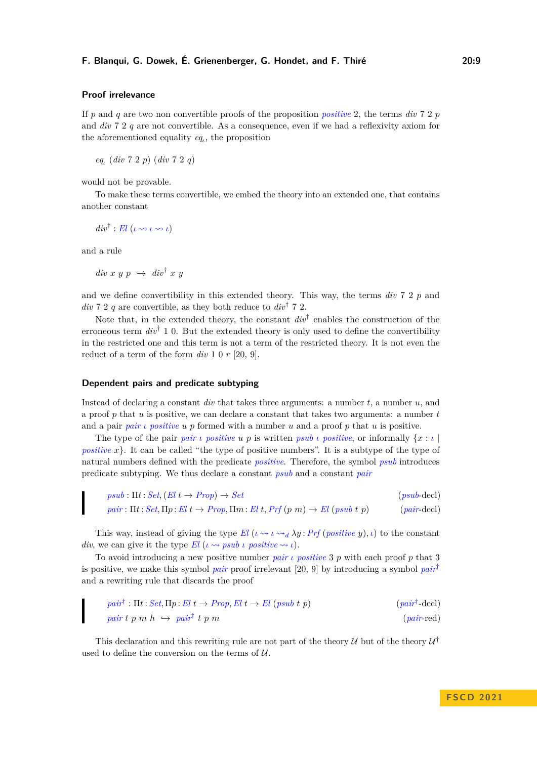### Proof irrelevance

If $p$ and $q$ are two non convertible proofs of the proposition $\mathit{positive}\ 2$, the terms $\mathit{div}\ 7\ 2\ p$ and $\mathit{div}\ 7\ 2\ q$ are not convertible. As a consequence, even if we had a reflexivity axiom for the aforementioned equality $\mathit{eq}_\iota$, the proposition

$$\mathit{eq}_\iota\ (\mathit{div}\ 7\ 2\ p)\ (\mathit{div}\ 7\ 2\ q)$$

would not be provable.

To make these terms convertible, we embed the theory into an extended one, that contains another constant

$$\mathit{div}^\dagger : \mathit{El}\ (\iota \leadsto \iota \leadsto \iota)$$

and a rule

$$\mathit{div}\ x\ y\ p \hookrightarrow \mathit{div}^\dagger\ x\ y$$

and we define convertibility in this extended theory. This way, the terms $\mathit{div}\ 7\ 2\ p$ and $\mathit{div}\ 7\ 2\ q$ are convertible, as they both reduce to $\mathit{div}^\dagger\ 7\ 2$.

Note that, in the extended theory, the constant $\mathit{div}^\dagger$ enables the construction of the erroneous term $\mathit{div}^\dagger\ 1\ 0$. But the extended theory is only used to define the convertibility in the restricted one and this term is not a term of the restricted theory. It is not even the reduct of a term of the form $\mathit{div}\ 1\ 0\ r$ [20, 9].

### Dependent pairs and predicate subtyping

Instead of declaring a constant $\mathit{div}$ that takes three arguments: a number $t$, a number $u$, and a proof $p$ that $u$ is positive, we can declare a constant that takes two arguments: a number $t$ and a pair $\mathit{pair}\ \iota\ \mathit{positive}\ u\ p$ formed with a number $u$ and a proof $p$ that $u$ is positive.

The type of the pair $\mathit{pair}\ \iota\ \mathit{positive}\ u\ p$ is written $\mathit{psub}\ \iota\ \mathit{positive}$, or informally $\{x : \iota \mid \mathit{positive}\ x\}$. It can be called "the type of positive numbers". It is a subtype of the type of natural numbers defined with the predicate $\mathit{positive}$. Therefore, the symbol $\mathit{psub}$ introduces predicate subtyping. We thus declare a constant $\mathit{psub}$ and a constant $\mathit{pair}$

$$\mathit{psub} : \Pi t : \mathit{Set}, (\mathit{El}\ t \to \mathit{Prop}) \to \mathit{Set} \qquad (\mathit{psub}\text{-decl})$$

$$\mathit{pair} : \Pi t : \mathit{Set}, \Pi p : \mathit{El}\ t \to \mathit{Prop}, \Pi m : \mathit{El}\ t, \mathit{Prf}\ (p\ m) \to \mathit{El}\ (\mathit{psub}\ t\ p) \qquad (\mathit{pair}\text{-decl})$$

This way, instead of giving the type $\mathit{El}\ (\iota \leadsto \iota \leadsto_d \lambda y : \mathit{Prf}\ (\mathit{positive}\ y), \iota)$ to the constant $\mathit{div}$, we can give it the type $\mathit{El}\ (\iota \leadsto \mathit{psub}\ \iota\ \mathit{positive} \leadsto \iota)$.

To avoid introducing a new positive number $\mathit{pair}\ \iota\ \mathit{positive}\ 3\ p$ with each proof $p$ that 3 is positive, we make this symbol $\mathit{pair}$ proof irrelevant [20, 9] by introducing a symbol $\mathit{pair}^\dagger$ and a rewriting rule that discards the proof

$$\mathit{pair}^\dagger : \Pi t : \mathit{Set}, \Pi p : \mathit{El}\ t \to \mathit{Prop}, \mathit{El}\ t \to \mathit{El}\ (\mathit{psub}\ t\ p) \qquad (\mathit{pair}^\dagger\text{-decl})$$

$$\mathit{pair}\ t\ p\ m\ h \hookrightarrow \mathit{pair}^\dagger\ t\ p\ m \qquad (\mathit{pair}\text{-red})$$

This declaration and this rewriting rule are not part of the theory $\mathcal{U}$ but of the theory $\mathcal{U}^\dagger$ used to define the conversion on the terms of $\mathcal{U}$.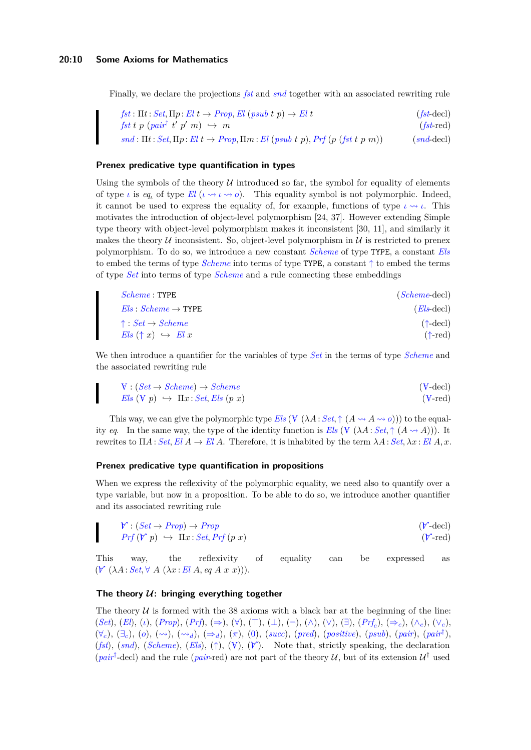Finally, we declare the projections *fst* and *snd* together with an associated rewriting rule

$$\mathit{fst} : \Pi t : \mathit{Set}, \Pi p : \mathit{El}\ t \to \mathit{Prop}, \mathit{El}\ (\mathit{psub}\ t\ p) \to \mathit{El}\ t \qquad (\mathit{fst}\text{-decl})$$

$$\mathit{fst}\ t\ p\ (\mathit{pair}^{\dagger}\ t'\ p'\ m) \hookrightarrow m \qquad (\mathit{fst}\text{-red})$$

$$\mathit{snd} : \Pi t : \mathit{Set}, \Pi p : \mathit{El}\ t \to \mathit{Prop}, \Pi m : \mathit{El}\ (\mathit{psub}\ t\ p), \mathit{Prf}\ (p\ (\mathit{fst}\ t\ p\ m)) \qquad (\mathit{snd}\text{-decl})$$

### Prenex predicative type quantification in types

Using the symbols of the theory $\mathcal{U}$ introduced so far, the symbol for equality of elements of type $\iota$ is $eq_\iota$ of type $\mathit{El}\ (\iota \leadsto \iota \leadsto o)$. This equality symbol is not polymorphic. Indeed, it cannot be used to express the equality of, for example, functions of type $\iota \leadsto \iota$. This motivates the introduction of object-level polymorphism [24, 37]. However extending Simple type theory with object-level polymorphism makes it inconsistent [30, 11], and similarly it makes the theory $\mathcal{U}$ inconsistent. So, object-level polymorphism in $\mathcal{U}$ is restricted to prenex polymorphism. To do so, we introduce a new constant *Scheme* of type `TYPE`, a constant *Els* to embed the terms of type *Scheme* into terms of type `TYPE`, a constant $\uparrow$ to embed the terms of type *Set* into terms of type *Scheme* and a rule connecting these embeddings

$$\mathit{Scheme} : \mathtt{TYPE} \qquad (\mathit{Scheme}\text{-decl})$$

$$\mathit{Els} : \mathit{Scheme} \to \mathtt{TYPE} \qquad (\mathit{Els}\text{-decl})$$

$$\uparrow\ : \mathit{Set} \to \mathit{Scheme} \qquad (\uparrow\text{-decl})$$

$$\mathit{Els}\ (\uparrow x) \hookrightarrow \mathit{El}\ x \qquad (\uparrow\text{-red})$$

We then introduce a quantifier for the variables of type *Set* in the terms of type *Scheme* and the associated rewriting rule

$$\forall : (\mathit{Set} \to \mathit{Scheme}) \to \mathit{Scheme} \qquad (\forall\text{-decl})$$

$$\mathit{Els}\ (\forall\ p) \hookrightarrow \Pi x : \mathit{Set}, \mathit{Els}\ (p\ x) \qquad (\forall\text{-red})$$

This way, we can give the polymorphic type $\mathit{Els}\ (\forall\ (\lambda A : \mathit{Set}, \uparrow (A \leadsto A \leadsto o)))$ to the equality *eq*. In the same way, the type of the identity function is $\mathit{Els}\ (\forall\ (\lambda A : \mathit{Set}, \uparrow (A \leadsto A)))$. It rewrites to $\Pi A : \mathit{Set}, \mathit{El}\ A \to \mathit{El}\ A$. Therefore, it is inhabited by the term $\lambda A : \mathit{Set}, \lambda x : \mathit{El}\ A, x$.

### Prenex predicative type quantification in propositions

When we express the reflexivity of the polymorphic equality, we need also to quantify over a type variable, but now in a proposition. To be able to do so, we introduce another quantifier and its associated rewriting rule

$$\dot{\forall} : (\mathit{Set} \to \mathit{Prop}) \to \mathit{Prop} \qquad (\dot{\forall}\text{-decl})$$

$$\mathit{Prf}\ (\dot{\forall}\ p) \hookrightarrow \Pi x : \mathit{Set}, \mathit{Prf}\ (p\ x) \qquad (\dot{\forall}\text{-red})$$

This way, the reflexivity of equality can be expressed as $(\dot{\forall}\ (\lambda A : \mathit{Set}, \forall\ A\ (\lambda x : \mathit{El}\ A, \mathit{eq}\ A\ x\ x)))$.

### The theory $\mathcal{U}$: bringing everything together

The theory $\mathcal{U}$ is formed with the 38 axioms with a black bar at the beginning of the line: (*Set*), (*El*), ($\iota$), (*Prop*), (*Prf*), ($\Rightarrow$), ($\forall$), ($\top$), ($\bot$), ($\neg$), ($\wedge$), ($\vee$), ($\exists$), ($\mathit{Prf}_c$), ($\Rightarrow_c$), ($\wedge_c$), ($\vee_c$), ($\forall_c$), ($\exists_c$), ($o$), ($\leadsto$), ($\leadsto_d$), ($\Rightarrow_d$), ($\pi$), ($0$), (*succ*), (*pred*), (*positive*), (*psub*), (*pair*), ($\mathit{pair}^{\dagger}$), (*fst*), (*snd*), (*Scheme*), (*Els*), ($\uparrow$), ($\forall$), ($\dot{\forall}$). Note that, strictly speaking, the declaration ($\mathit{pair}^{\dagger}$-decl) and the rule (*pair*-red) are not part of the theory $\mathcal{U}$, but of its extension $\mathcal{U}^{\dagger}$ used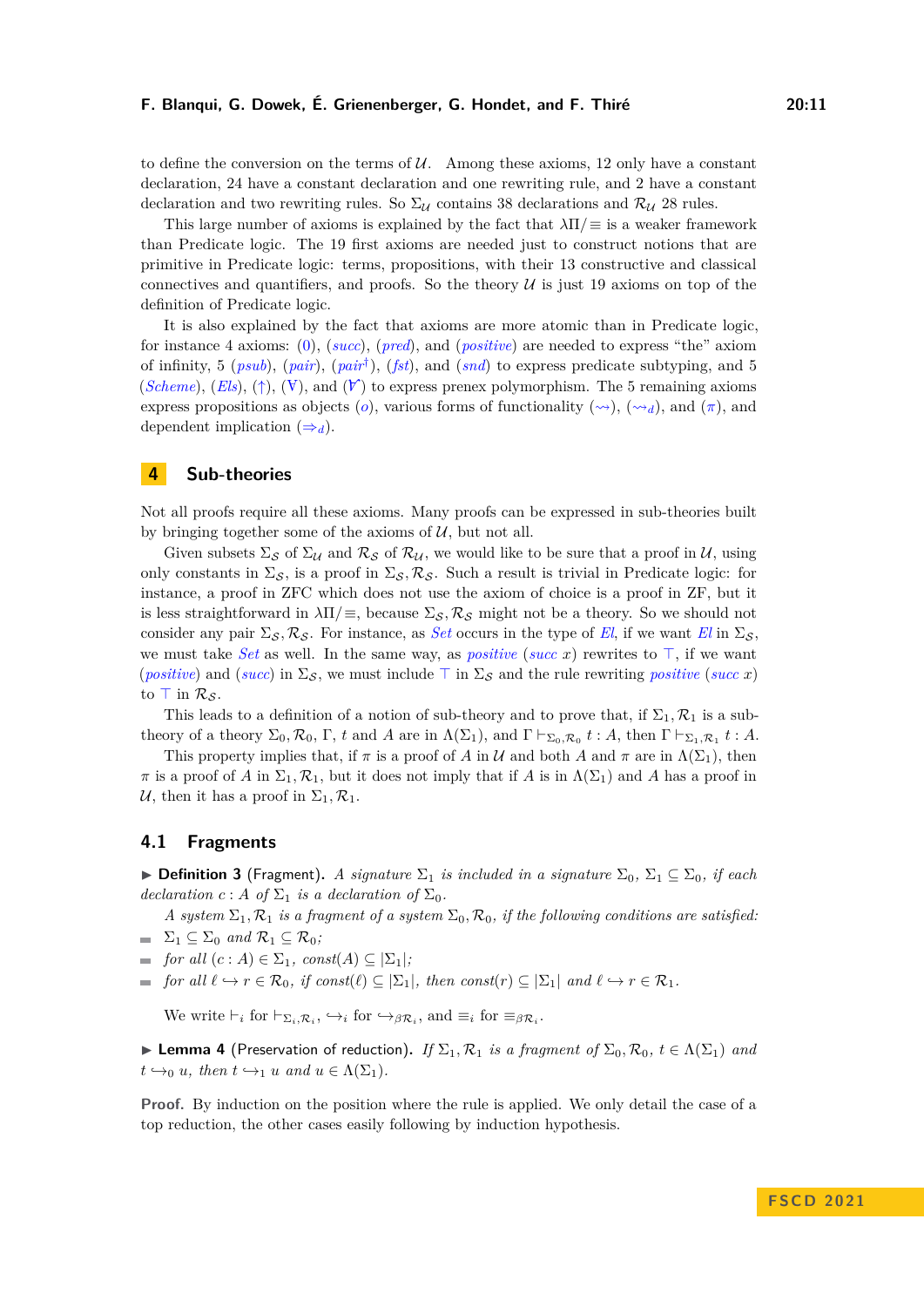to define the conversion on the terms of $\mathcal{U}$. Among these axioms, 12 only have a constant declaration, 24 have a constant declaration and one rewriting rule, and 2 have a constant declaration and two rewriting rules. So $\Sigma_{\mathcal{U}}$ contains 38 declarations and $\mathcal{R}_{\mathcal{U}}$ 28 rules.

This large number of axioms is explained by the fact that $\lambda\Pi/\equiv$ is a weaker framework than Predicate logic. The 19 first axioms are needed just to construct notions that are primitive in Predicate logic: terms, propositions, with their 13 constructive and classical connectives and quantifiers, and proofs. So the theory $\mathcal{U}$ is just 19 axioms on top of the definition of Predicate logic.

It is also explained by the fact that axioms are more atomic than in Predicate logic, for instance 4 axioms: (0), (*succ*), (*pred*), and (*positive*) are needed to express "the" axiom of infinity, 5 (*psub*), (*pair*), (*pair*$^\dagger$), (*fst*), and (*snd*) to express predicate subtyping, and 5 (*Scheme*), (*Els*), ($\uparrow$), ($\forall$), and ($\dot{\forall}$) to express prenex polymorphism. The 5 remaining axioms express propositions as objects ($o$), various forms of functionality ($\leadsto$), ($\leadsto_d$), and ($\pi$), and dependent implication ($\Rightarrow_d$).

## 4 Sub-theories

Not all proofs require all these axioms. Many proofs can be expressed in sub-theories built by bringing together some of the axioms of $\mathcal{U}$, but not all.

Given subsets $\Sigma_{\mathcal{S}}$ of $\Sigma_{\mathcal{U}}$ and $\mathcal{R}_{\mathcal{S}}$ of $\mathcal{R}_{\mathcal{U}}$, we would like to be sure that a proof in $\mathcal{U}$, using only constants in $\Sigma_{\mathcal{S}}$, is a proof in $\Sigma_{\mathcal{S}}, \mathcal{R}_{\mathcal{S}}$. Such a result is trivial in Predicate logic: for instance, a proof in ZFC which does not use the axiom of choice is a proof in ZF, but it is less straightforward in $\lambda\Pi/\equiv$, because $\Sigma_{\mathcal{S}}, \mathcal{R}_{\mathcal{S}}$ might not be a theory. So we should not consider any pair $\Sigma_{\mathcal{S}}, \mathcal{R}_{\mathcal{S}}$. For instance, as *Set* occurs in the type of *El*, if we want *El* in $\Sigma_{\mathcal{S}}$, we must take *Set* as well. In the same way, as *positive* (*succ* $x$) rewrites to $\top$, if we want (*positive*) and (*succ*) in $\Sigma_{\mathcal{S}}$, we must include $\top$ in $\Sigma_{\mathcal{S}}$ and the rule rewriting *positive* (*succ* $x$) to $\top$ in $\mathcal{R}_{\mathcal{S}}$.

This leads to a definition of a notion of sub-theory and to prove that, if $\Sigma_1, \mathcal{R}_1$ is a sub-theory of a theory $\Sigma_0, \mathcal{R}_0$, $\Gamma$, $t$ and $A$ are in $\Lambda(\Sigma_1)$, and $\Gamma \vdash_{\Sigma_0,\mathcal{R}_0} t : A$, then $\Gamma \vdash_{\Sigma_1,\mathcal{R}_1} t : A$.

This property implies that, if $\pi$ is a proof of $A$ in $\mathcal{U}$ and both $A$ and $\pi$ are in $\Lambda(\Sigma_1)$, then $\pi$ is a proof of $A$ in $\Sigma_1, \mathcal{R}_1$, but it does not imply that if $A$ is in $\Lambda(\Sigma_1)$ and $A$ has a proof in $\mathcal{U}$, then it has a proof in $\Sigma_1, \mathcal{R}_1$.

### 4.1 Fragments

▶ **Definition 3** (Fragment). *A signature $\Sigma_1$ is included in a signature $\Sigma_0$, $\Sigma_1 \subseteq \Sigma_0$, if each declaration $c : A$ of $\Sigma_1$ is a declaration of $\Sigma_0$.*

*A system $\Sigma_1, \mathcal{R}_1$ is a fragment of a system $\Sigma_0, \mathcal{R}_0$, if the following conditions are satisfied:*

- $\Sigma_1 \subseteq \Sigma_0$ *and* $\mathcal{R}_1 \subseteq \mathcal{R}_0$*;*
- *for all* $(c : A) \in \Sigma_1$, $const(A) \subseteq |\Sigma_1|$*;*
- *for all* $\ell \hookrightarrow r \in \mathcal{R}_0$, *if* $const(\ell) \subseteq |\Sigma_1|$, *then* $const(r) \subseteq |\Sigma_1|$ *and* $\ell \hookrightarrow r \in \mathcal{R}_1$.

We write $\vdash_i$ for $\vdash_{\Sigma_i,\mathcal{R}_i}$, $\hookrightarrow_i$ for $\hookrightarrow_{\beta\mathcal{R}_i}$, and $\equiv_i$ for $\equiv_{\beta\mathcal{R}_i}$.

▶ **Lemma 4** (Preservation of reduction). *If $\Sigma_1, \mathcal{R}_1$ is a fragment of $\Sigma_0, \mathcal{R}_0$, $t \in \Lambda(\Sigma_1)$ and $t \hookrightarrow_0 u$, then $t \hookrightarrow_1 u$ and $u \in \Lambda(\Sigma_1)$.*

**Proof.** By induction on the position where the rule is applied. We only detail the case of a top reduction, the other cases easily following by induction hypothesis.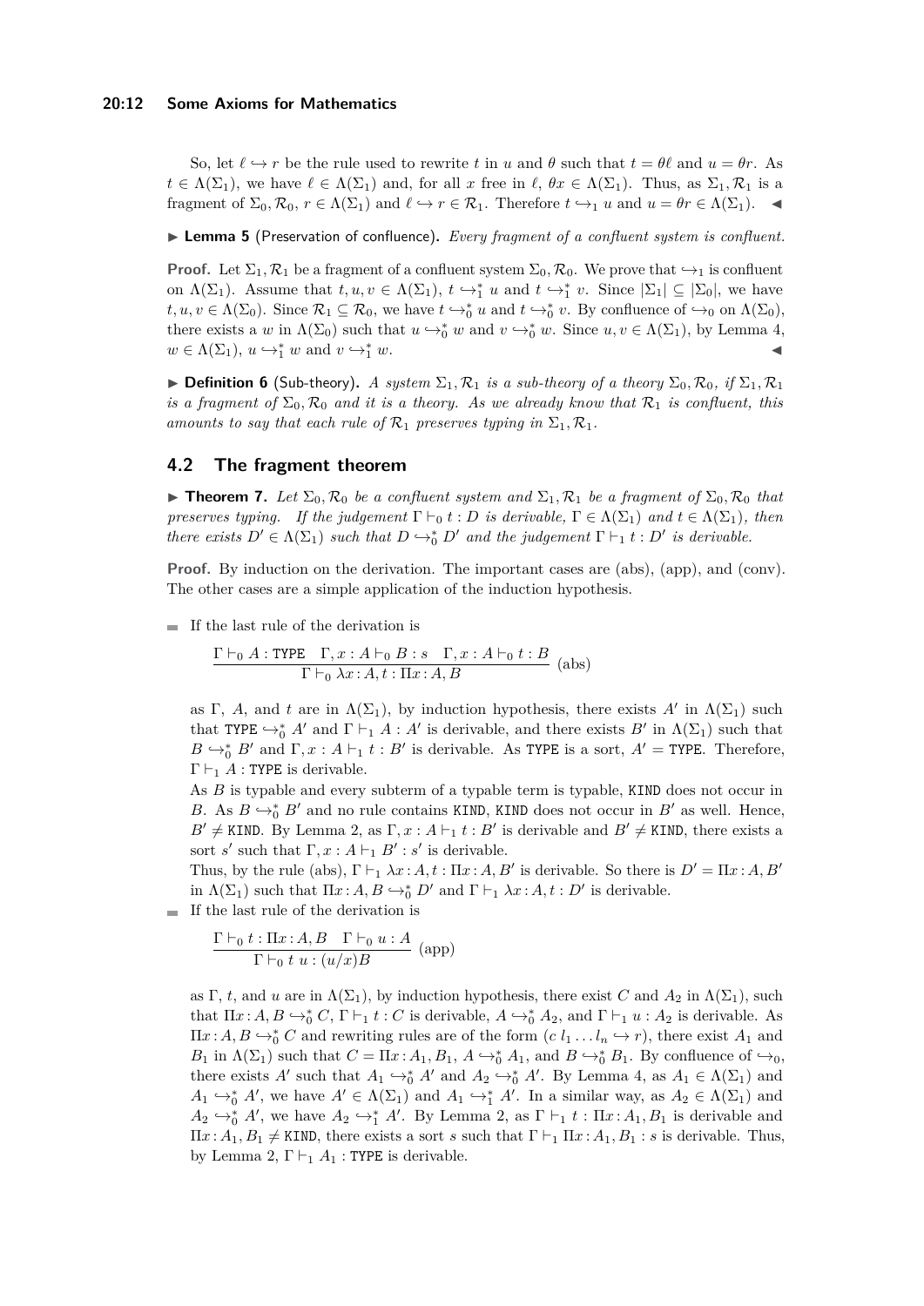So, let $\ell \hookrightarrow r$ be the rule used to rewrite $t$ in $u$ and $\theta$ such that $t = \theta\ell$ and $u = \theta r$. As $t \in \Lambda(\Sigma_1)$, we have $\ell \in \Lambda(\Sigma_1)$ and, for all $x$ free in $\ell$, $\theta x \in \Lambda(\Sigma_1)$. Thus, as $\Sigma_1, \mathcal{R}_1$ is a fragment of $\Sigma_0, \mathcal{R}_0$, $r \in \Lambda(\Sigma_1)$ and $\ell \hookrightarrow r \in \mathcal{R}_1$. Therefore $t \hookrightarrow_1 u$ and $u = \theta r \in \Lambda(\Sigma_1)$. ◀

▶ **Lemma 5** (Preservation of confluence)**.** *Every fragment of a confluent system is confluent.*

**Proof.** Let $\Sigma_1, \mathcal{R}_1$ be a fragment of a confluent system $\Sigma_0, \mathcal{R}_0$. We prove that $\hookrightarrow_1$ is confluent on $\Lambda(\Sigma_1)$. Assume that $t, u, v \in \Lambda(\Sigma_1)$, $t \hookrightarrow_1^* u$ and $t \hookrightarrow_1^* v$. Since $|\Sigma_1| \subseteq |\Sigma_0|$, we have $t, u, v \in \Lambda(\Sigma_0)$. Since $\mathcal{R}_1 \subseteq \mathcal{R}_0$, we have $t \hookrightarrow_0^* u$ and $t \hookrightarrow_0^* v$. By confluence of $\hookrightarrow_0$ on $\Lambda(\Sigma_0)$, there exists a $w$ in $\Lambda(\Sigma_0)$ such that $u \hookrightarrow_0^* w$ and $v \hookrightarrow_0^* w$. Since $u, v \in \Lambda(\Sigma_1)$, by Lemma 4, $w \in \Lambda(\Sigma_1)$, $u \hookrightarrow_1^* w$ and $v \hookrightarrow_1^* w$. ◀

▶ **Definition 6** (Sub-theory)**.** *A system $\Sigma_1, \mathcal{R}_1$ is a sub-theory of a theory $\Sigma_0, \mathcal{R}_0$, if $\Sigma_1, \mathcal{R}_1$ is a fragment of $\Sigma_0, \mathcal{R}_0$ and it is a theory. As we already know that $\mathcal{R}_1$ is confluent, this amounts to say that each rule of $\mathcal{R}_1$ preserves typing in $\Sigma_1, \mathcal{R}_1$.*

## 4.2 The fragment theorem

▶ **Theorem 7.** *Let $\Sigma_0, \mathcal{R}_0$ be a confluent system and $\Sigma_1, \mathcal{R}_1$ be a fragment of $\Sigma_0, \mathcal{R}_0$ that preserves typing. If the judgement $\Gamma \vdash_0 t : D$ is derivable, $\Gamma \in \Lambda(\Sigma_1)$ and $t \in \Lambda(\Sigma_1)$, then there exists $D' \in \Lambda(\Sigma_1)$ such that $D \hookrightarrow_0^* D'$ and the judgement $\Gamma \vdash_1 t : D'$ is derivable.*

**Proof.** By induction on the derivation. The important cases are (abs), (app), and (conv). The other cases are a simple application of the induction hypothesis.

- If the last rule of the derivation is

$$\frac{\Gamma \vdash_0 A : \texttt{TYPE} \quad \Gamma, x : A \vdash_0 B : s \quad \Gamma, x : A \vdash_0 t : B}{\Gamma \vdash_0 \lambda x : A, t : \Pi x : A, B} \text{ (abs)}$$

  as $\Gamma$, $A$, and $t$ are in $\Lambda(\Sigma_1)$, by induction hypothesis, there exists $A'$ in $\Lambda(\Sigma_1)$ such that $\texttt{TYPE} \hookrightarrow_0^* A'$ and $\Gamma \vdash_1 A : A'$ is derivable, and there exists $B'$ in $\Lambda(\Sigma_1)$ such that $B \hookrightarrow_0^* B'$ and $\Gamma, x : A \vdash_1 t : B'$ is derivable. As $\texttt{TYPE}$ is a sort, $A' = \texttt{TYPE}$. Therefore, $\Gamma \vdash_1 A : \texttt{TYPE}$ is derivable.

  As $B$ is typable and every subterm of a typable term is typable, $\texttt{KIND}$ does not occur in $B$. As $B \hookrightarrow_0^* B'$ and no rule contains $\texttt{KIND}$, $\texttt{KIND}$ does not occur in $B'$ as well. Hence, $B' \neq \texttt{KIND}$. By Lemma 2, as $\Gamma, x : A \vdash_1 t : B'$ is derivable and $B' \neq \texttt{KIND}$, there exists a sort $s'$ such that $\Gamma, x : A \vdash_1 B' : s'$ is derivable.

  Thus, by the rule (abs), $\Gamma \vdash_1 \lambda x : A, t : \Pi x : A, B'$ is derivable. So there is $D' = \Pi x : A, B'$ in $\Lambda(\Sigma_1)$ such that $\Pi x : A, B \hookrightarrow_0^* D'$ and $\Gamma \vdash_1 \lambda x : A, t : D'$ is derivable.
- If the last rule of the derivation is

$$\frac{\Gamma \vdash_0 t : \Pi x : A, B \quad \Gamma \vdash_0 u : A}{\Gamma \vdash_0 t\ u : (u/x)B} \text{ (app)}$$

  as $\Gamma$, $t$, and $u$ are in $\Lambda(\Sigma_1)$, by induction hypothesis, there exist $C$ and $A_2$ in $\Lambda(\Sigma_1)$, such that $\Pi x : A, B \hookrightarrow_0^* C$, $\Gamma \vdash_1 t : C$ is derivable, $A \hookrightarrow_0^* A_2$, and $\Gamma \vdash_1 u : A_2$ is derivable. As $\Pi x : A, B \hookrightarrow_0^* C$ and rewriting rules are of the form $(c\ l_1 \dots l_n \hookrightarrow r)$, there exist $A_1$ and $B_1$ in $\Lambda(\Sigma_1)$ such that $C = \Pi x : A_1, B_1$, $A \hookrightarrow_0^* A_1$, and $B \hookrightarrow_0^* B_1$. By confluence of $\hookrightarrow_0$, there exists $A'$ such that $A_1 \hookrightarrow_0^* A'$ and $A_2 \hookrightarrow_0^* A'$. By Lemma 4, as $A_1 \in \Lambda(\Sigma_1)$ and $A_1 \hookrightarrow_0^* A'$, we have $A' \in \Lambda(\Sigma_1)$ and $A_1 \hookrightarrow_1^* A'$. In a similar way, as $A_2 \in \Lambda(\Sigma_1)$ and $A_2 \hookrightarrow_0^* A'$, we have $A_2 \hookrightarrow_1^* A'$. By Lemma 2, as $\Gamma \vdash_1 t : \Pi x : A_1, B_1$ is derivable and $\Pi x : A_1, B_1 \neq \texttt{KIND}$, there exists a sort $s$ such that $\Gamma \vdash_1 \Pi x : A_1, B_1 : s$ is derivable. Thus, by Lemma 2, $\Gamma \vdash_1 A_1 : \texttt{TYPE}$ is derivable.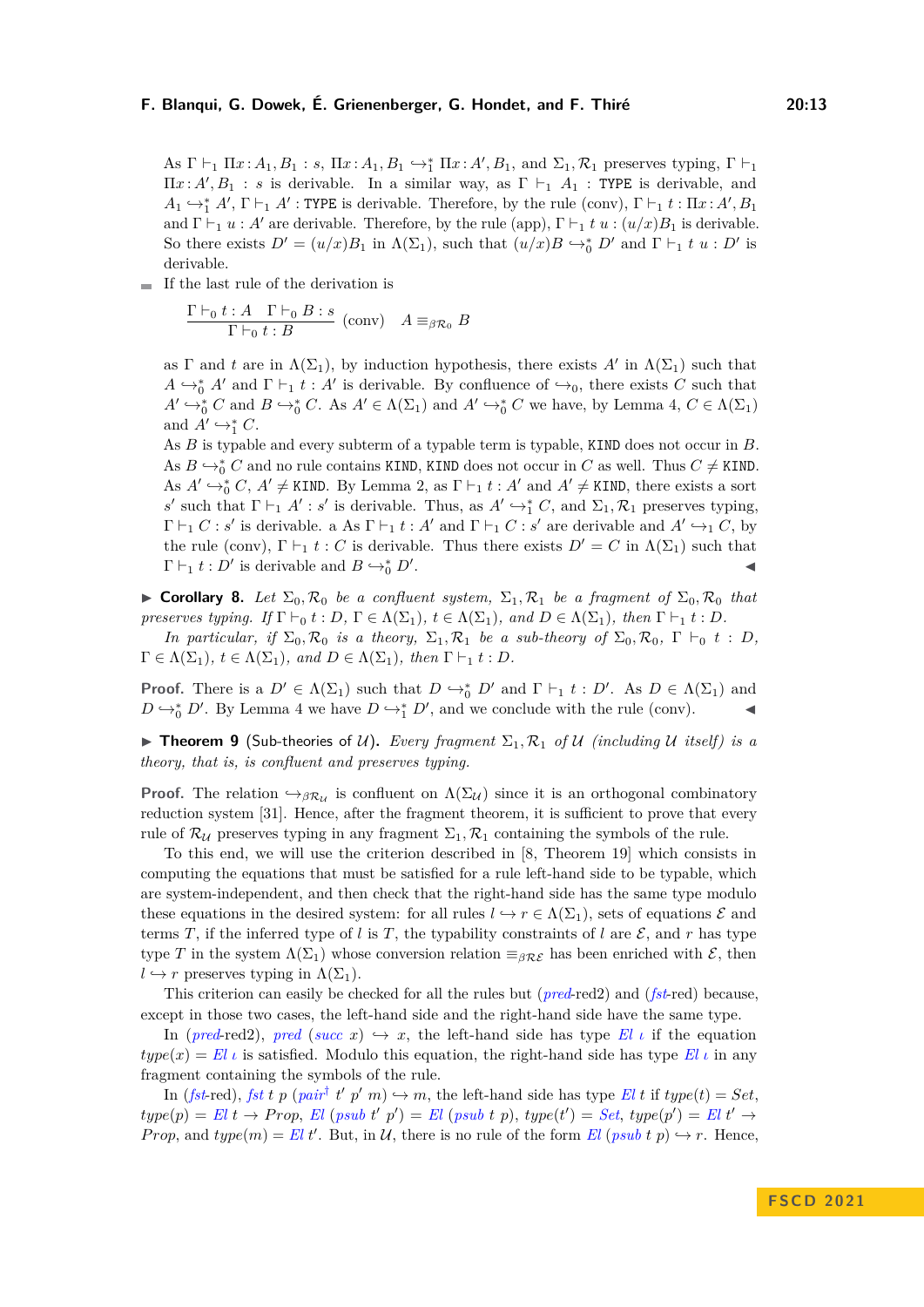As $\Gamma \vdash_1 \Pi x : A_1, B_1 : s$, $\Pi x : A_1, B_1 \hookrightarrow_1^* \Pi x : A', B_1$, and $\Sigma_1, \mathcal{R}_1$ preserves typing, $\Gamma \vdash_1 \Pi x : A', B_1 : s$ is derivable. In a similar way, as $\Gamma \vdash_1 A_1 : \texttt{TYPE}$ is derivable, and $A_1 \hookrightarrow_1^* A'$, $\Gamma \vdash_1 A' : \texttt{TYPE}$ is derivable. Therefore, by the rule (conv), $\Gamma \vdash_1 t : \Pi x : A', B_1$ and $\Gamma \vdash_1 u : A'$ are derivable. Therefore, by the rule (app), $\Gamma \vdash_1 t\ u : (u/x)B_1$ is derivable. So there exists $D' = (u/x)B_1$ in $\Lambda(\Sigma_1)$, such that $(u/x)B \hookrightarrow_0^* D'$ and $\Gamma \vdash_1 t\ u : D'$ is derivable.

- If the last rule of the derivation is

$$\frac{\Gamma \vdash_0 t : A \quad \Gamma \vdash_0 B : s}{\Gamma \vdash_0 t : B} \text{ (conv)} \quad A \equiv_{\beta\mathcal{R}_0} B$$

as $\Gamma$ and $t$ are in $\Lambda(\Sigma_1)$, by induction hypothesis, there exists $A'$ in $\Lambda(\Sigma_1)$ such that $A \hookrightarrow_0^* A'$ and $\Gamma \vdash_1 t : A'$ is derivable. By confluence of $\hookrightarrow_0$, there exists $C$ such that $A' \hookrightarrow_0^* C$ and $B \hookrightarrow_0^* C$. As $A' \in \Lambda(\Sigma_1)$ and $A' \hookrightarrow_0^* C$ we have, by Lemma 4, $C \in \Lambda(\Sigma_1)$ and $A' \hookrightarrow_1^* C$.
As $B$ is typable and every subterm of a typable term is typable, $\texttt{KIND}$ does not occur in $B$. As $B \hookrightarrow_0^* C$ and no rule contains $\texttt{KIND}$, $\texttt{KIND}$ does not occur in $C$ as well. Thus $C \neq \texttt{KIND}$. As $A' \hookrightarrow_1^* C$, $A' \neq \texttt{KIND}$. By Lemma 2, as $\Gamma \vdash_1 t : A'$ and $A' \neq \texttt{KIND}$, there exists a sort $s'$ such that $\Gamma \vdash_1 A' : s'$ is derivable. Thus, as $A' \hookrightarrow_1^* C$, and $\Sigma_1, \mathcal{R}_1$ preserves typing, $\Gamma \vdash_1 C : s'$ is derivable. a As $\Gamma \vdash_1 t : A'$ and $\Gamma \vdash_1 C : s'$ are derivable and $A' \hookrightarrow_1 C$, by the rule (conv), $\Gamma \vdash_1 t : C$ is derivable. Thus there exists $D' = C$ in $\Lambda(\Sigma_1)$ such that $\Gamma \vdash_1 t : D'$ is derivable and $B \hookrightarrow_0^* D'$. ◀

▶ **Corollary 8.** *Let $\Sigma_0, \mathcal{R}_0$ be a confluent system, $\Sigma_1, \mathcal{R}_1$ be a fragment of $\Sigma_0, \mathcal{R}_0$ that preserves typing. If $\Gamma \vdash_0 t : D$, $\Gamma \in \Lambda(\Sigma_1)$, $t \in \Lambda(\Sigma_1)$, and $D \in \Lambda(\Sigma_1)$, then $\Gamma \vdash_1 t : D$.*

*In particular, if $\Sigma_0, \mathcal{R}_0$ is a theory, $\Sigma_1, \mathcal{R}_1$ be a sub-theory of $\Sigma_0, \mathcal{R}_0$, $\Gamma \vdash_0 t : D$, $\Gamma \in \Lambda(\Sigma_1)$, $t \in \Lambda(\Sigma_1)$, and $D \in \Lambda(\Sigma_1)$, then $\Gamma \vdash_1 t : D$.*

**Proof.** There is a $D' \in \Lambda(\Sigma_1)$ such that $D \hookrightarrow_0^* D'$ and $\Gamma \vdash_1 t : D'$. As $D \in \Lambda(\Sigma_1)$ and $D \hookrightarrow_0^* D'$. By Lemma 4 we have $D \hookrightarrow_1^* D'$, and we conclude with the rule (conv). ◀

▶ **Theorem 9** (Sub-theories of $\mathcal{U}$)**.** *Every fragment $\Sigma_1, \mathcal{R}_1$ of $\mathcal{U}$ (including $\mathcal{U}$ itself) is a theory, that is, is confluent and preserves typing.*

**Proof.** The relation $\hookrightarrow_{\beta\mathcal{R}_\mathcal{U}}$ is confluent on $\Lambda(\Sigma_\mathcal{U})$ since it is an orthogonal combinatory reduction system [31]. Hence, after the fragment theorem, it is sufficient to prove that every rule of $\mathcal{R}_\mathcal{U}$ preserves typing in any fragment $\Sigma_1, \mathcal{R}_1$ containing the symbols of the rule.

To this end, we will use the criterion described in [8, Theorem 19] which consists in computing the equations that must be satisfied for a rule left-hand side to be typable, which are system-independent, and then check that the right-hand side has the same type modulo these equations in the desired system: for all rules $l \hookrightarrow r \in \Lambda(\Sigma_1)$, sets of equations $\mathcal{E}$ and terms $T$, if the inferred type of $l$ is $T$, the typability constraints of $l$ are $\mathcal{E}$, and $r$ has type type $T$ in the system $\Lambda(\Sigma_1)$ whose conversion relation $\equiv_{\beta\mathcal{R}\mathcal{E}}$ has been enriched with $\mathcal{E}$, then $l \hookrightarrow r$ preserves typing in $\Lambda(\Sigma_1)$.

This criterion can easily be checked for all the rules but (*pred*-red2) and (*fst*-red) because, except in those two cases, the left-hand side and the right-hand side have the same type.

In (*pred*-red2), $\mathit{pred}\ (\mathit{succ}\ x) \hookrightarrow x$, the left-hand side has type $\mathit{El}\ \iota$ if the equation $\mathit{type}(x) = \mathit{El}\ \iota$ is satisfied. Modulo this equation, the right-hand side has type $\mathit{El}\ \iota$ in any fragment containing the symbols of the rule.

In (*fst*-red), $\mathit{fst}\ t\ p\ (\mathit{pair}^\dagger\ t'\ p'\ m) \hookrightarrow m$, the left-hand side has type $\mathit{El}\ t$ if $\mathit{type}(t) = \mathit{Set}$, $\mathit{type}(p) = \mathit{El}\ t \to \mathit{Prop}$, $\mathit{El}\ (\mathit{psub}\ t'\ p') = \mathit{El}\ (\mathit{psub}\ t\ p)$, $\mathit{type}(t') = \mathit{Set}$, $\mathit{type}(p') = \mathit{El}\ t' \to \mathit{Prop}$, and $\mathit{type}(m) = \mathit{El}\ t'$. But, in $\mathcal{U}$, there is no rule of the form $\mathit{El}\ (\mathit{psub}\ t\ p) \hookrightarrow r$. Hence,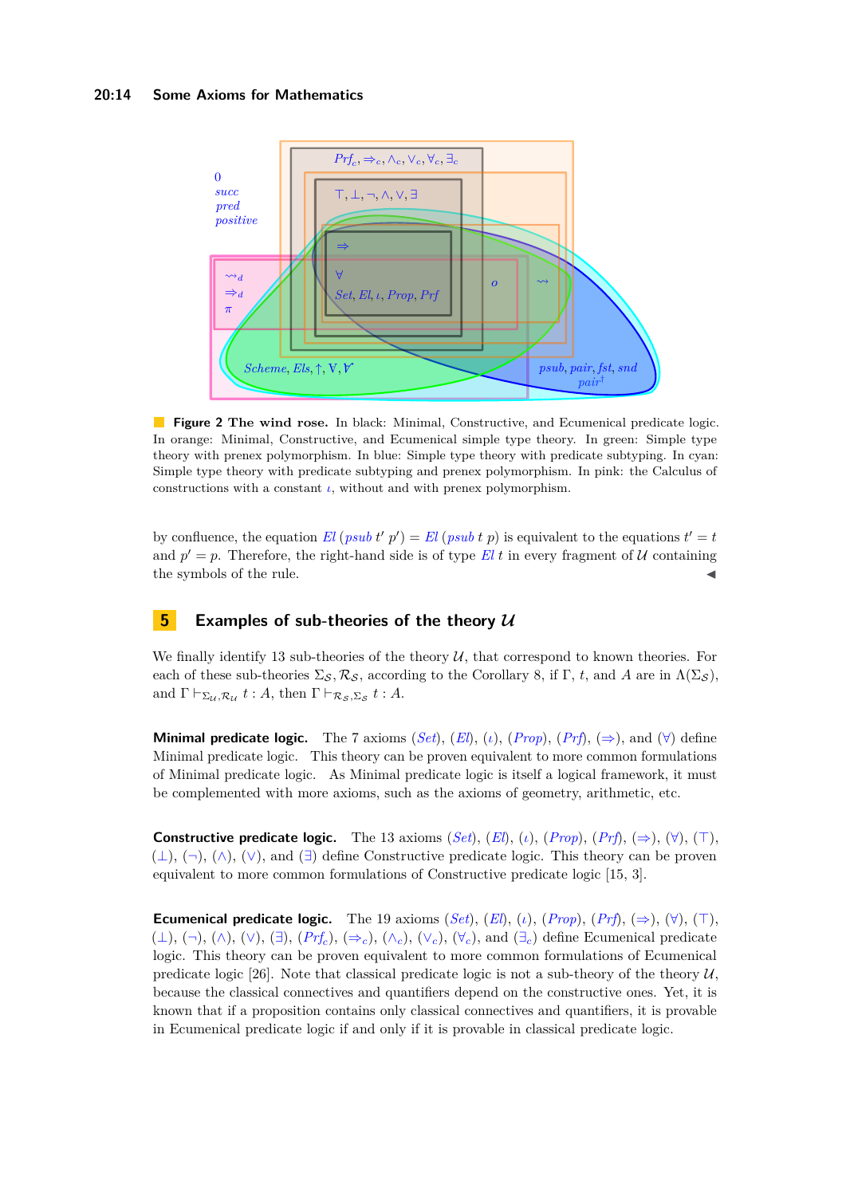**Figure 2 The wind rose.** In black: Minimal, Constructive, and Ecumenical predicate logic. In orange: Minimal, Constructive, and Ecumenical simple type theory. In green: Simple type theory with prenex polymorphism. In blue: Simple type theory with predicate subtyping. In cyan: Simple type theory with predicate subtyping and prenex polymorphism. In pink: the Calculus of constructions with a constant $\iota$, without and with prenex polymorphism.

by confluence, the equation $El\ (psub\ t'\ p') = El\ (psub\ t\ p)$ is equivalent to the equations $t' = t$ and $p' = p$. Therefore, the right-hand side is of type $El\ t$ in every fragment of $\mathcal{U}$ containing the symbols of the rule. ◀

## 5 Examples of sub-theories of the theory $\mathcal{U}$

We finally identify 13 sub-theories of the theory $\mathcal{U}$, that correspond to known theories. For each of these sub-theories $\Sigma_{\mathcal{S}}, \mathcal{R}_{\mathcal{S}}$, according to the Corollary 8, if $\Gamma$, $t$, and $A$ are in $\Lambda(\Sigma_{\mathcal{S}})$, and $\Gamma \vdash_{\Sigma_{\mathcal{U}}, \mathcal{R}_{\mathcal{U}}} t : A$, then $\Gamma \vdash_{\mathcal{R}_{\mathcal{S}}, \Sigma_{\mathcal{S}}} t : A$.

**Minimal predicate logic.** The 7 axioms ($Set$), ($El$), ($\iota$), ($Prop$), ($Prf$), ($\Rightarrow$), and ($\forall$) define Minimal predicate logic. This theory can be proven equivalent to more common formulations of Minimal predicate logic. As Minimal predicate logic is itself a logical framework, it must be complemented with more axioms, such as the axioms of geometry, arithmetic, etc.

**Constructive predicate logic.** The 13 axioms ($Set$), ($El$), ($\iota$), ($Prop$), ($Prf$), ($\Rightarrow$), ($\forall$), ($\top$), ($\bot$), ($\neg$), ($\wedge$), ($\vee$), and ($\exists$) define Constructive predicate logic. This theory can be proven equivalent to more common formulations of Constructive predicate logic [15, 3].

**Ecumenical predicate logic.** The 19 axioms ($Set$), ($El$), ($\iota$), ($Prop$), ($Prf$), ($\Rightarrow$), ($\forall$), ($\top$), ($\bot$), ($\neg$), ($\wedge$), ($\vee$), ($\exists$), ($Prf_c$), ($\Rightarrow_c$), ($\wedge_c$), ($\vee_c$), ($\forall_c$), and ($\exists_c$) define Ecumenical predicate logic. This theory can be proven equivalent to more common formulations of Ecumenical predicate logic [26]. Note that classical predicate logic is not a sub-theory of the theory $\mathcal{U}$, because the classical connectives and quantifiers depend on the constructive ones. Yet, it is known that if a proposition contains only classical connectives and quantifiers, it is provable in Ecumenical predicate logic if and only if it is provable in classical predicate logic.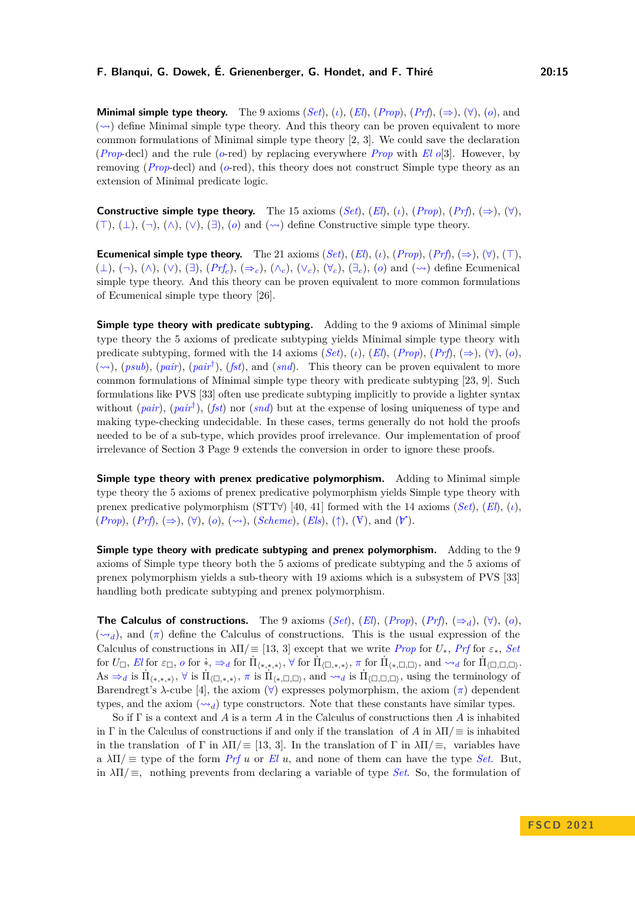**Minimal simple type theory.** The 9 axioms (*Set*), ($\iota$), (*El*), (*Prop*), (*Prf*), ($\Rightarrow$), ($\forall$), ($o$), and ($\leadsto$) define Minimal simple type theory. And this theory can be proven equivalent to more common formulations of Minimal simple type theory [2, 3]. We could save the declaration (*Prop*-decl) and the rule ($o$-red) by replacing everywhere *Prop* with *El* $o$[3]. However, by removing (*Prop*-decl) and ($o$-red), this theory does not construct Simple type theory as an extension of Minimal predicate logic.

**Constructive simple type theory.** The 15 axioms (*Set*), (*El*), ($\iota$), (*Prop*), (*Prf*), ($\Rightarrow$), ($\forall$), ($\top$), ($\bot$), ($\neg$), ($\wedge$), ($\vee$), ($\exists$), ($o$) and ($\leadsto$) define Constructive simple type theory.

**Ecumenical simple type theory.** The 21 axioms (*Set*), (*El*), ($\iota$), (*Prop*), (*Prf*), ($\Rightarrow$), ($\forall$), ($\top$), ($\bot$), ($\neg$), ($\wedge$), ($\vee$), ($\exists$), ($Prf_c$), ($\Rightarrow_c$), ($\wedge_c$), ($\vee_c$), ($\forall_c$), ($\exists_c$), ($o$) and ($\leadsto$) define Ecumenical simple type theory. And this theory can be proven equivalent to more common formulations of Ecumenical simple type theory [26].

**Simple type theory with predicate subtyping.** Adding to the 9 axioms of Minimal simple type theory the 5 axioms of predicate subtyping yields Minimal simple type theory with predicate subtyping, formed with the 14 axioms (*Set*), ($\iota$), (*El*), (*Prop*), (*Prf*), ($\Rightarrow$), ($\forall$), ($o$), ($\leadsto$), (*psub*), (*pair*), ($pair^\dagger$), (*fst*), and (*snd*). This theory can be proven equivalent to more common formulations of Minimal simple type theory with predicate subtyping [23, 9]. Such formulations like PVS [33] often use predicate subtyping implicitly to provide a lighter syntax without (*pair*), ($pair^\dagger$), (*fst*) nor (*snd*) but at the expense of losing uniqueness of type and making type-checking undecidable. In these cases, terms generally do not hold the proofs needed to be of a sub-type, which provides proof irrelevance. Our implementation of proof irrelevance of Section 3 Page 9 extends the conversion in order to ignore these proofs.

**Simple type theory with prenex predicative polymorphism.** Adding to Minimal simple type theory the 5 axioms of prenex predicative polymorphism yields Simple type theory with prenex predicative polymorphism (STT$\forall$) [40, 41] formed with the 14 axioms (*Set*), (*El*), ($\iota$), (*Prop*), (*Prf*), ($\Rightarrow$), ($\forall$), ($o$), ($\leadsto$), (*Scheme*), (*Els*), ($\uparrow$), ($\dot{\forall}$), and ($\ddot{\forall}$).

**Simple type theory with predicate subtyping and prenex polymorphism.** Adding to the 9 axioms of Simple type theory both the 5 axioms of predicate subtyping and the 5 axioms of prenex polymorphism yields a sub-theory with 19 axioms which is a subsystem of PVS [33] handling both predicate subtyping and prenex polymorphism.

**The Calculus of constructions.** The 9 axioms (*Set*), (*El*), (*Prop*), (*Prf*), ($\Rightarrow_d$), ($\forall$), ($o$), ($\leadsto_d$), and ($\pi$) define the Calculus of constructions. This is the usual expression of the Calculus of constructions in $\lambda\Pi/\equiv$ [13, 3] except that we write *Prop* for $U_*$, *Prf* for $\varepsilon_*$, *Set* for $U_\Box$, *El* for $\varepsilon_\Box$, $o$ for $\dot{*}$, $\Rightarrow_d$ for $\dot{\Pi}_{\langle *,*,*\rangle}$, $\forall$ for $\dot{\Pi}_{\langle \Box,*,*\rangle}$, $\pi$ for $\dot{\Pi}_{\langle *,\Box,\Box\rangle}$, and $\leadsto_d$ for $\dot{\Pi}_{\langle \Box,\Box,\Box\rangle}$. As $\Rightarrow_d$ is $\dot{\Pi}_{\langle *,*,*\rangle}$, $\forall$ is $\dot{\Pi}_{\langle \Box,*,*\rangle}$, $\pi$ is $\dot{\Pi}_{\langle *,\Box,\Box\rangle}$, and $\leadsto_d$ is $\dot{\Pi}_{\langle \Box,\Box,\Box\rangle}$, using the terminology of Barendregt's $\lambda$-cube [4], the axiom ($\forall$) expresses polymorphism, the axiom ($\pi$) dependent types, and the axiom ($\leadsto_d$) type constructors. Note that these constants have similar types.

So if $\Gamma$ is a context and $A$ is a term $A$ in the Calculus of constructions then $A$ is inhabited in $\Gamma$ in the Calculus of constructions if and only if the translation of $A$ in $\lambda\Pi/\equiv$ is inhabited in the translation of $\Gamma$ in $\lambda\Pi/\equiv$ [13, 3]. In the translation of $\Gamma$ in $\lambda\Pi/\equiv$, variables have a $\lambda\Pi/\equiv$ type of the form *Prf* $u$ or *El* $u$, and none of them can have the type *Set*. But, in $\lambda\Pi/\equiv$, nothing prevents from declaring a variable of type *Set*. So, the formulation of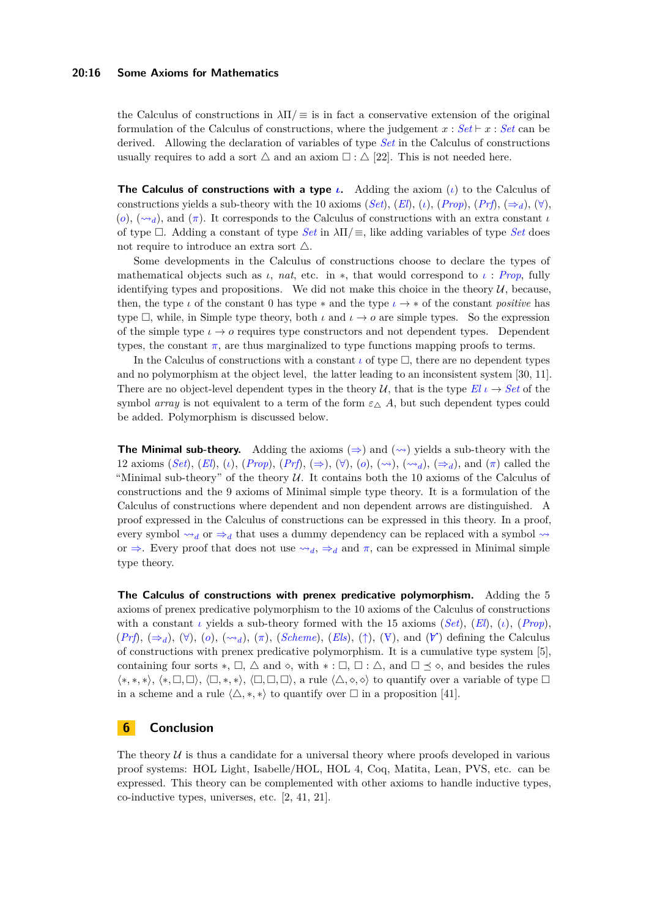the Calculus of constructions in $\lambda\Pi/\equiv$ is in fact a conservative extension of the original formulation of the Calculus of constructions, where the judgement $x : \mathit{Set} \vdash x : \mathit{Set}$ can be derived. Allowing the declaration of variables of type $\mathit{Set}$ in the Calculus of constructions usually requires to add a sort $\triangle$ and an axiom $\Box : \triangle$ [22]. This is not needed here.

**The Calculus of constructions with a type $\iota$.** Adding the axiom ($\iota$) to the Calculus of constructions yields a sub-theory with the 10 axioms ($\mathit{Set}$), ($\mathit{El}$), ($\iota$), ($\mathit{Prop}$), ($\mathit{Prf}$), ($\Rightarrow_d$), ($\forall$), ($o$), ($\leadsto_d$), and ($\pi$). It corresponds to the Calculus of constructions with an extra constant $\iota$ of type $\Box$. Adding a constant of type $\mathit{Set}$ in $\lambda\Pi/\equiv$, like adding variables of type $\mathit{Set}$ does not require to introduce an extra sort $\triangle$.

Some developments in the Calculus of constructions choose to declare the types of mathematical objects such as $\iota$, $\mathit{nat}$, etc. in $*$, that would correspond to $\iota : \mathit{Prop}$, fully identifying types and propositions. We did not make this choice in the theory $\mathcal{U}$, because, then, the type $\iota$ of the constant $0$ has type $*$ and the type $\iota \to *$ of the constant $\mathit{positive}$ has type $\Box$, while, in Simple type theory, both $\iota$ and $\iota \to o$ are simple types. So the expression of the simple type $\iota \to o$ requires type constructors and not dependent types. Dependent types, the constant $\pi$, are thus marginalized to type functions mapping proofs to terms.

In the Calculus of constructions with a constant $\iota$ of type $\Box$, there are no dependent types and no polymorphism at the object level, the latter leading to an inconsistent system [30, 11]. There are no object-level dependent types in the theory $\mathcal{U}$, that is the type $\mathit{El}\ \iota \to \mathit{Set}$ of the symbol $\mathit{array}$ is not equivalent to a term of the form $\varepsilon_\triangle\ A$, but such dependent types could be added. Polymorphism is discussed below.

**The Minimal sub-theory.** Adding the axioms ($\Rightarrow$) and ($\leadsto$) yields a sub-theory with the 12 axioms ($\mathit{Set}$), ($\mathit{El}$), ($\iota$), ($\mathit{Prop}$), ($\mathit{Prf}$), ($\Rightarrow$), ($\forall$), ($o$), ($\leadsto$), ($\leadsto_d$), ($\Rightarrow_d$), and ($\pi$) called the "Minimal sub-theory" of the theory $\mathcal{U}$. It contains both the 10 axioms of the Calculus of constructions and the 9 axioms of Minimal simple type theory. It is a formulation of the Calculus of constructions where dependent and non dependent arrows are distinguished. A proof expressed in the Calculus of constructions can be expressed in this theory. In a proof, every symbol $\leadsto_d$ or $\Rightarrow_d$ that uses a dummy dependency can be replaced with a symbol $\leadsto$ or $\Rightarrow$. Every proof that does not use $\leadsto_d$, $\Rightarrow_d$ and $\pi$, can be expressed in Minimal simple type theory.

**The Calculus of constructions with prenex predicative polymorphism.** Adding the 5 axioms of prenex predicative polymorphism to the 10 axioms of the Calculus of constructions with a constant $\iota$ yields a sub-theory formed with the 15 axioms ($\mathit{Set}$), ($\mathit{El}$), ($\iota$), ($\mathit{Prop}$), ($\mathit{Prf}$), ($\Rightarrow_d$), ($\forall$), ($o$), ($\leadsto_d$), ($\pi$), ($\mathit{Scheme}$), ($\mathit{Els}$), ($\uparrow$), ($\forall$), and ($\dot\forall$) defining the Calculus of constructions with prenex predicative polymorphism. It is a cumulative type system [5], containing four sorts $*$, $\Box$, $\triangle$ and $\diamond$, with $* : \Box$, $\Box : \triangle$, and $\Box \preceq \diamond$, and besides the rules $\langle *, *, * \rangle$, $\langle *, \Box, \Box \rangle$, $\langle \Box, *, * \rangle$, $\langle \Box, \Box, \Box \rangle$, a rule $\langle \triangle, \diamond, \diamond \rangle$ to quantify over a variable of type $\Box$ in a scheme and a rule $\langle \triangle, *, * \rangle$ to quantify over $\Box$ in a proposition [41].

## 6 Conclusion

The theory $\mathcal{U}$ is thus a candidate for a universal theory where proofs developed in various proof systems: HOL Light, Isabelle/HOL, HOL 4, Coq, Matita, Lean, PVS, etc. can be expressed. This theory can be complemented with other axioms to handle inductive types, co-inductive types, universes, etc. [2, 41, 21].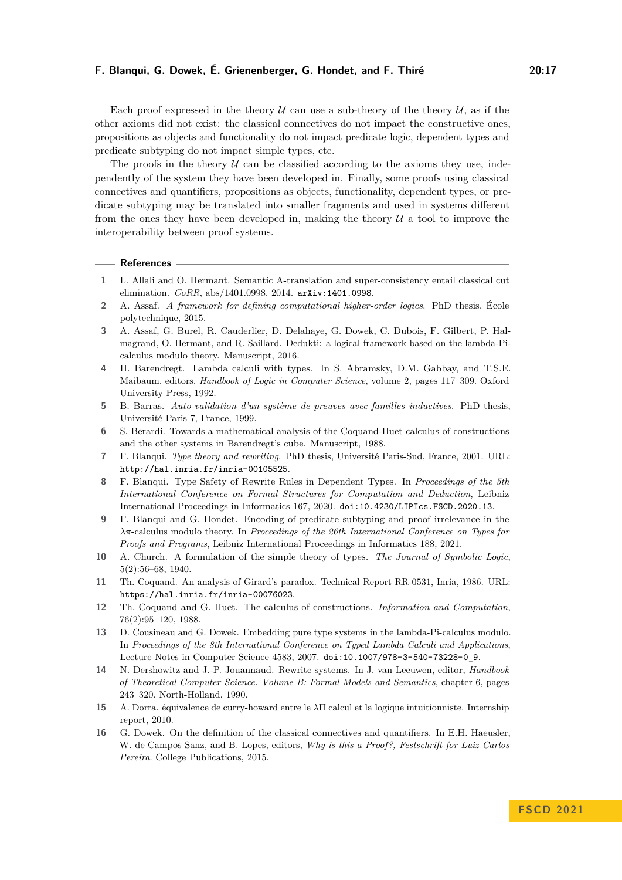Each proof expressed in the theory $\mathcal{U}$ can use a sub-theory of the theory $\mathcal{U}$, as if the other axioms did not exist: the classical connectives do not impact the constructive ones, propositions as objects and functionality do not impact predicate logic, dependent types and predicate subtyping do not impact simple types, etc.

The proofs in the theory $\mathcal{U}$ can be classified according to the axioms they use, independently of the system they have been developed in. Finally, some proofs using classical connectives and quantifiers, propositions as objects, functionality, dependent types, or predicate subtyping may be translated into smaller fragments and used in systems different from the ones they have been developed in, making the theory $\mathcal{U}$ a tool to improve the interoperability between proof systems.

## References

1. L. Allali and O. Hermant. Semantic A-translation and super-consistency entail classical cut elimination. *CoRR*, abs/1401.0998, 2014. `arXiv:1401.0998`.
2. A. Assaf. *A framework for defining computational higher-order logics*. PhD thesis, École polytechnique, 2015.
3. A. Assaf, G. Burel, R. Cauderlier, D. Delahaye, G. Dowek, C. Dubois, F. Gilbert, P. Halmagrand, O. Hermant, and R. Saillard. Dedukti: a logical framework based on the lambda-Pi-calculus modulo theory. Manuscript, 2016.
4. H. Barendregt. Lambda calculi with types. In S. Abramsky, D.M. Gabbay, and T.S.E. Maibaum, editors, *Handbook of Logic in Computer Science*, volume 2, pages 117–309. Oxford University Press, 1992.
5. B. Barras. *Auto-validation d'un système de preuves avec familles inductives*. PhD thesis, Université Paris 7, France, 1999.
6. S. Berardi. Towards a mathematical analysis of the Coquand-Huet calculus of constructions and the other systems in Barendregt's cube. Manuscript, 1988.
7. F. Blanqui. *Type theory and rewriting*. PhD thesis, Université Paris-Sud, France, 2001. URL: `http://hal.inria.fr/inria-00105525`.
8. F. Blanqui. Type Safety of Rewrite Rules in Dependent Types. In *Proceedings of the 5th International Conference on Formal Structures for Computation and Deduction*, Leibniz International Proceedings in Informatics 167, 2020. `doi:10.4230/LIPIcs.FSCD.2020.13`.
9. F. Blanqui and G. Hondet. Encoding of predicate subtyping and proof irrelevance in the $\lambda\pi$-calculus modulo theory. In *Proceedings of the 26th International Conference on Types for Proofs and Programs*, Leibniz International Proceedings in Informatics 188, 2021.
10. A. Church. A formulation of the simple theory of types. *The Journal of Symbolic Logic*, 5(2):56–68, 1940.
11. Th. Coquand. An analysis of Girard's paradox. Technical Report RR-0531, Inria, 1986. URL: `https://hal.inria.fr/inria-00076023`.
12. Th. Coquand and G. Huet. The calculus of constructions. *Information and Computation*, 76(2):95–120, 1988.
13. D. Cousineau and G. Dowek. Embedding pure type systems in the lambda-Pi-calculus modulo. In *Proceedings of the 8th International Conference on Typed Lambda Calculi and Applications*, Lecture Notes in Computer Science 4583, 2007. `doi:10.1007/978-3-540-73228-0_9`.
14. N. Dershowitz and J.-P. Jouannaud. Rewrite systems. In J. van Leeuwen, editor, *Handbook of Theoretical Computer Science. Volume B: Formal Models and Semantics*, chapter 6, pages 243–320. North-Holland, 1990.
15. A. Dorra. équivalence de curry-howard entre le $\lambda\Pi$ calcul et la logique intuitionniste. Internship report, 2010.
16. G. Dowek. On the definition of the classical connectives and quantifiers. In E.H. Haeusler, W. de Campos Sanz, and B. Lopes, editors, *Why is this a Proof?, Festschrift for Luiz Carlos Pereira*. College Publications, 2015.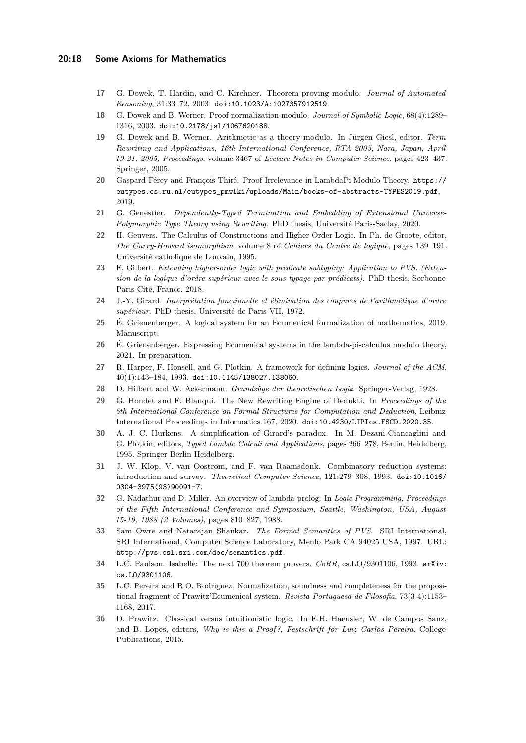17 G. Dowek, T. Hardin, and C. Kirchner. Theorem proving modulo. *Journal of Automated Reasoning*, 31:33–72, 2003. doi:10.1023/A:1027357912519.

18 G. Dowek and B. Werner. Proof normalization modulo. *Journal of Symbolic Logic*, 68(4):1289–1316, 2003. doi:10.2178/jsl/1067620188.

19 G. Dowek and B. Werner. Arithmetic as a theory modulo. In Jürgen Giesl, editor, *Term Rewriting and Applications, 16th International Conference, RTA 2005, Nara, Japan, April 19-21, 2005, Proceedings*, volume 3467 of *Lecture Notes in Computer Science*, pages 423–437. Springer, 2005.

20 Gaspard Férey and François Thiré. Proof Irrelevance in LambdaPi Modulo Theory. https://eutypes.cs.ru.nl/eutypes_pmwiki/uploads/Main/books-of-abstracts-TYPES2019.pdf, 2019.

21 G. Genestier. *Dependently-Typed Termination and Embedding of Extensional Universe-Polymorphic Type Theory using Rewriting*. PhD thesis, Université Paris-Saclay, 2020.

22 H. Geuvers. The Calculus of Constructions and Higher Order Logic. In Ph. de Groote, editor, *The Curry-Howard isomorphism*, volume 8 of *Cahiers du Centre de logique*, pages 139–191. Université catholique de Louvain, 1995.

23 F. Gilbert. *Extending higher-order logic with predicate subtyping: Application to PVS. (Extension de la logique d'ordre supérieur avec le sous-typage par prédicats)*. PhD thesis, Sorbonne Paris Cité, France, 2018.

24 J.-Y. Girard. *Interprétation fonctionelle et élimination des coupures de l'arithmétique d'ordre supérieur*. PhD thesis, Université de Paris VII, 1972.

25 É. Grienenberger. A logical system for an Ecumenical formalization of mathematics, 2019. Manuscript.

26 É. Grienenberger. Expressing Ecumenical systems in the lambda-pi-calculus modulo theory, 2021. In preparation.

27 R. Harper, F. Honsell, and G. Plotkin. A framework for defining logics. *Journal of the ACM*, 40(1):143–184, 1993. doi:10.1145/138027.138060.

28 D. Hilbert and W. Ackermann. *Grundzüge der theoretischen Logik*. Springer-Verlag, 1928.

29 G. Hondet and F. Blanqui. The New Rewriting Engine of Dedukti. In *Proceedings of the 5th International Conference on Formal Structures for Computation and Deduction*, Leibniz International Proceedings in Informatics 167, 2020. doi:10.4230/LIPIcs.FSCD.2020.35.

30 A. J. C. Hurkens. A simplification of Girard's paradox. In M. Dezani-Ciancaglini and G. Plotkin, editors, *Typed Lambda Calculi and Applications*, pages 266–278, Berlin, Heidelberg, 1995. Springer Berlin Heidelberg.

31 J. W. Klop, V. van Oostrom, and F. van Raamsdonk. Combinatory reduction systems: introduction and survey. *Theoretical Computer Science*, 121:279–308, 1993. doi:10.1016/0304-3975(93)90091-7.

32 G. Nadathur and D. Miller. An overview of lambda-prolog. In *Logic Programming, Proceedings of the Fifth International Conference and Symposium, Seattle, Washington, USA, August 15-19, 1988 (2 Volumes)*, pages 810–827, 1988.

33 Sam Owre and Natarajan Shankar. *The Formal Semantics of PVS*. SRI International, SRI International, Computer Science Laboratory, Menlo Park CA 94025 USA, 1997. URL: http://pvs.csl.sri.com/doc/semantics.pdf.

34 L.C. Paulson. Isabelle: The next 700 theorem provers. *CoRR*, cs.LO/9301106, 1993. arXiv:cs.LO/9301106.

35 L.C. Pereira and R.O. Rodriguez. Normalization, soundness and completeness for the propositional fragment of Prawitz'Ecumenical system. *Revista Portuguesa de Filosofia*, 73(3-4):1153–1168, 2017.

36 D. Prawitz. Classical versus intuitionistic logic. In E.H. Haeusler, W. de Campos Sanz, and B. Lopes, editors, *Why is this a Proof?, Festschrift for Luiz Carlos Pereira*. College Publications, 2015.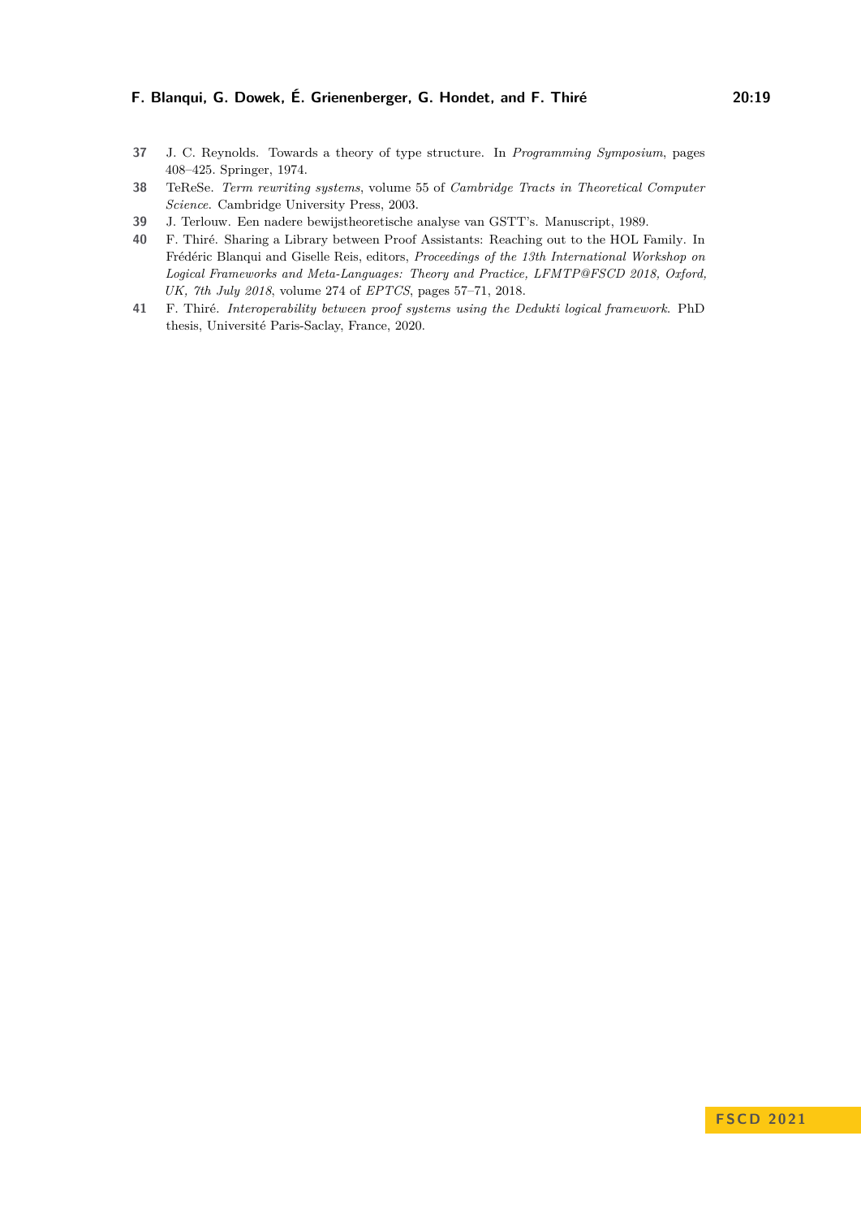37 J. C. Reynolds. Towards a theory of type structure. In *Programming Symposium*, pages 408–425. Springer, 1974.

38 TeReSe. *Term rewriting systems*, volume 55 of *Cambridge Tracts in Theoretical Computer Science*. Cambridge University Press, 2003.

39 J. Terlouw. Een nadere bewijstheoretische analyse van GSTT's. Manuscript, 1989.

40 F. Thiré. Sharing a Library between Proof Assistants: Reaching out to the HOL Family. In Frédéric Blanqui and Giselle Reis, editors, *Proceedings of the 13th International Workshop on Logical Frameworks and Meta-Languages: Theory and Practice, LFMTP@FSCD 2018, Oxford, UK, 7th July 2018*, volume 274 of *EPTCS*, pages 57–71, 2018.

41 F. Thiré. *Interoperability between proof systems using the Dedukti logical framework*. PhD thesis, Université Paris-Saclay, France, 2020.